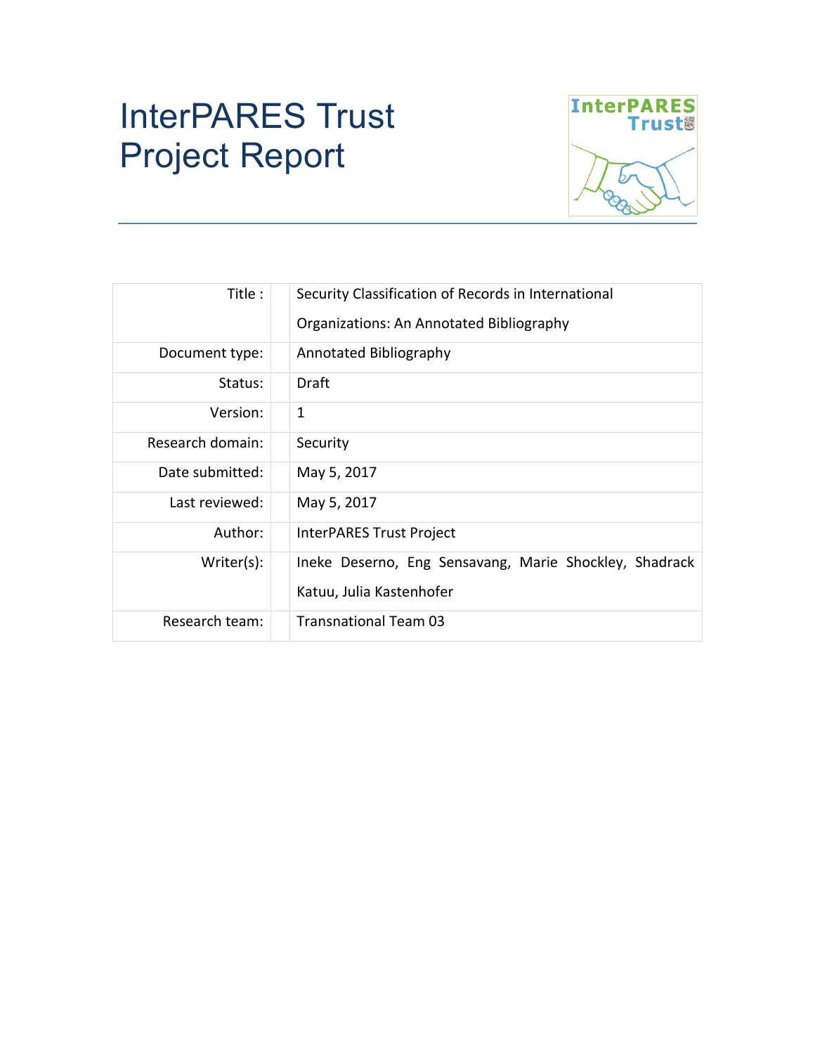# InterPARES Trust Project Report

| | |
|---|---|
| Title : | Security Classification of Records in International Organizations: An Annotated Bibliography |
| Document type: | Annotated Bibliography |
| Status: | Draft |
| Version: | 1 |
| Research domain: | Security |
| Date submitted: | May 5, 2017 |
| Last reviewed: | May 5, 2017 |
| Author: | InterPARES Trust Project |
| Writer(s): | Ineke Deserno, Eng Sensavang, Marie Shockley, Shadrack Katuu, Julia Kastenhofer |
| Research team: | Transnational Team 03 |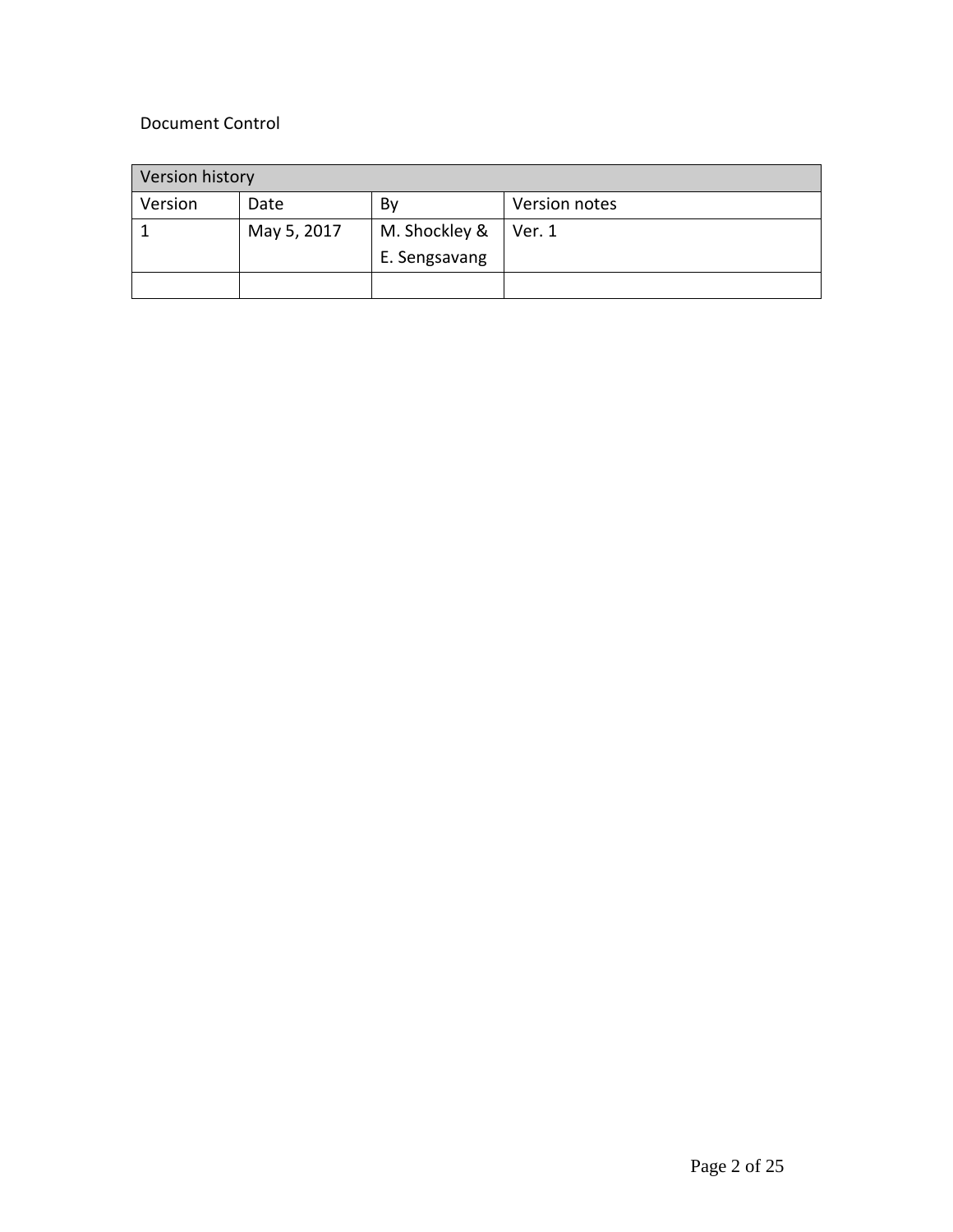Document Control

| Version history | | | |
|---|---|---|---|
| Version | Date | By | Version notes |
| 1 | May 5, 2017 | M. Shockley & E. Sengsavang | Ver. 1 |
| | | | |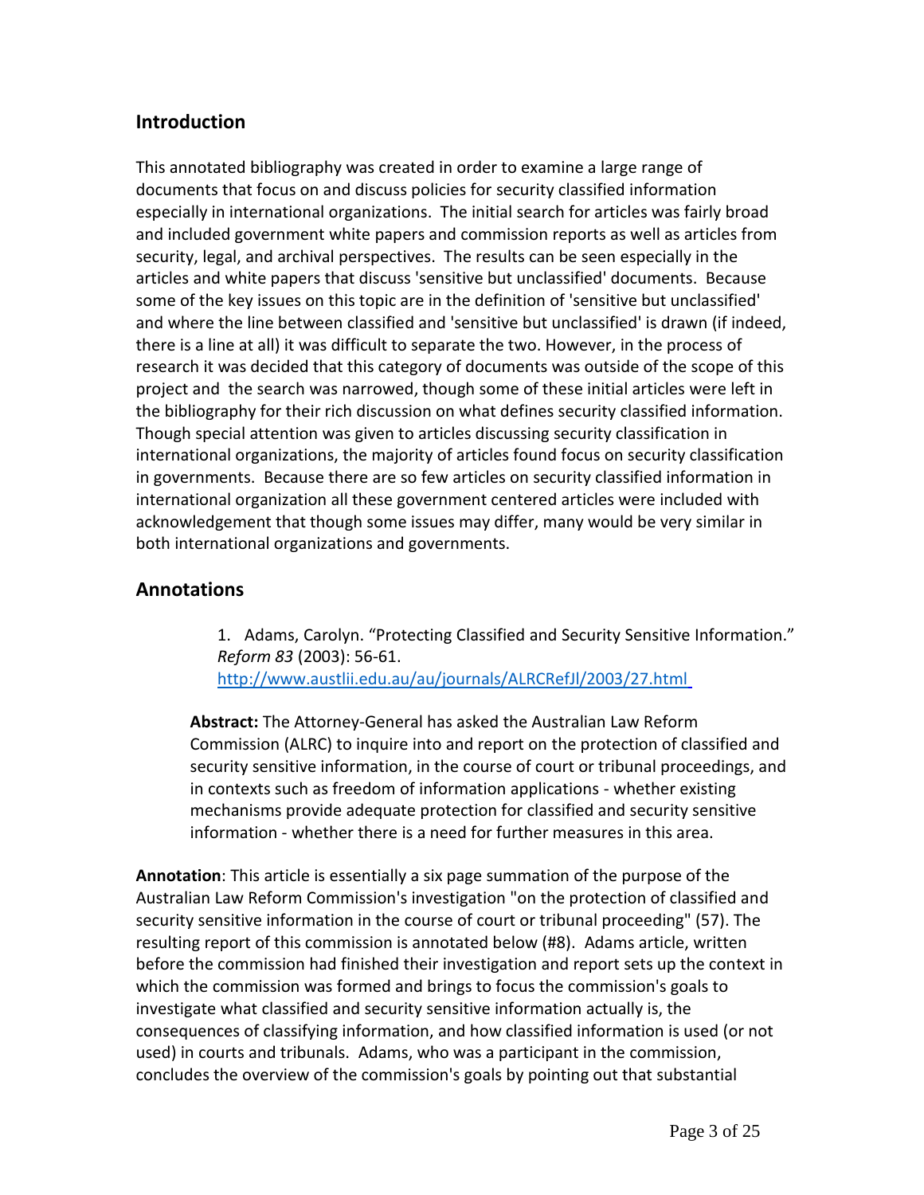## Introduction

This annotated bibliography was created in order to examine a large range of documents that focus on and discuss policies for security classified information especially in international organizations. The initial search for articles was fairly broad and included government white papers and commission reports as well as articles from security, legal, and archival perspectives. The results can be seen especially in the articles and white papers that discuss 'sensitive but unclassified' documents. Because some of the key issues on this topic are in the definition of 'sensitive but unclassified' and where the line between classified and 'sensitive but unclassified' is drawn (if indeed, there is a line at all) it was difficult to separate the two. However, in the process of research it was decided that this category of documents was outside of the scope of this project and the search was narrowed, though some of these initial articles were left in the bibliography for their rich discussion on what defines security classified information. Though special attention was given to articles discussing security classification in international organizations, the majority of articles found focus on security classification in governments. Because there are so few articles on security classified information in international organization all these government centered articles were included with acknowledgement that though some issues may differ, many would be very similar in both international organizations and governments.

## Annotations

1. Adams, Carolyn. "Protecting Classified and Security Sensitive Information." *Reform 83* (2003): 56-61. [http://www.austlii.edu.au/au/journals/ALRCRefJl/2003/27.html](http://www.austlii.edu.au/au/journals/ALRCRefJl/2003/27.html)

**Abstract:** The Attorney-General has asked the Australian Law Reform Commission (ALRC) to inquire into and report on the protection of classified and security sensitive information, in the course of court or tribunal proceedings, and in contexts such as freedom of information applications - whether existing mechanisms provide adequate protection for classified and security sensitive information - whether there is a need for further measures in this area.

**Annotation**: This article is essentially a six page summation of the purpose of the Australian Law Reform Commission's investigation "on the protection of classified and security sensitive information in the course of court or tribunal proceeding" (57). The resulting report of this commission is annotated below (#8). Adams article, written before the commission had finished their investigation and report sets up the context in which the commission was formed and brings to focus the commission's goals to investigate what classified and security sensitive information actually is, the consequences of classifying information, and how classified information is used (or not used) in courts and tribunals. Adams, who was a participant in the commission, concludes the overview of the commission's goals by pointing out that substantial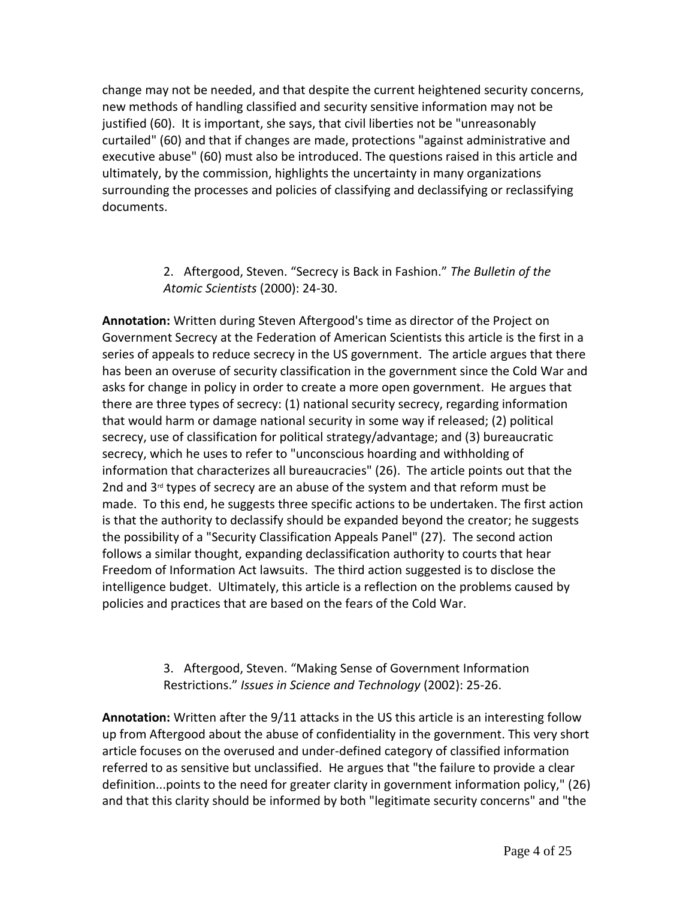change may not be needed, and that despite the current heightened security concerns, new methods of handling classified and security sensitive information may not be justified (60). It is important, she says, that civil liberties not be "unreasonably curtailed" (60) and that if changes are made, protections "against administrative and executive abuse" (60) must also be introduced. The questions raised in this article and ultimately, by the commission, highlights the uncertainty in many organizations surrounding the processes and policies of classifying and declassifying or reclassifying documents.

2. Aftergood, Steven. "Secrecy is Back in Fashion." *The Bulletin of the Atomic Scientists* (2000): 24-30.

**Annotation:** Written during Steven Aftergood's time as director of the Project on Government Secrecy at the Federation of American Scientists this article is the first in a series of appeals to reduce secrecy in the US government. The article argues that there has been an overuse of security classification in the government since the Cold War and asks for change in policy in order to create a more open government. He argues that there are three types of secrecy: (1) national security secrecy, regarding information that would harm or damage national security in some way if released; (2) political secrecy, use of classification for political strategy/advantage; and (3) bureaucratic secrecy, which he uses to refer to "unconscious hoarding and withholding of information that characterizes all bureaucracies" (26). The article points out that the 2nd and 3rd types of secrecy are an abuse of the system and that reform must be made. To this end, he suggests three specific actions to be undertaken. The first action is that the authority to declassify should be expanded beyond the creator; he suggests the possibility of a "Security Classification Appeals Panel" (27). The second action follows a similar thought, expanding declassification authority to courts that hear Freedom of Information Act lawsuits. The third action suggested is to disclose the intelligence budget. Ultimately, this article is a reflection on the problems caused by policies and practices that are based on the fears of the Cold War.

3. Aftergood, Steven. "Making Sense of Government Information Restrictions." *Issues in Science and Technology* (2002): 25-26.

**Annotation:** Written after the 9/11 attacks in the US this article is an interesting follow up from Aftergood about the abuse of confidentiality in the government. This very short article focuses on the overused and under-defined category of classified information referred to as sensitive but unclassified. He argues that "the failure to provide a clear definition...points to the need for greater clarity in government information policy," (26) and that this clarity should be informed by both "legitimate security concerns" and "the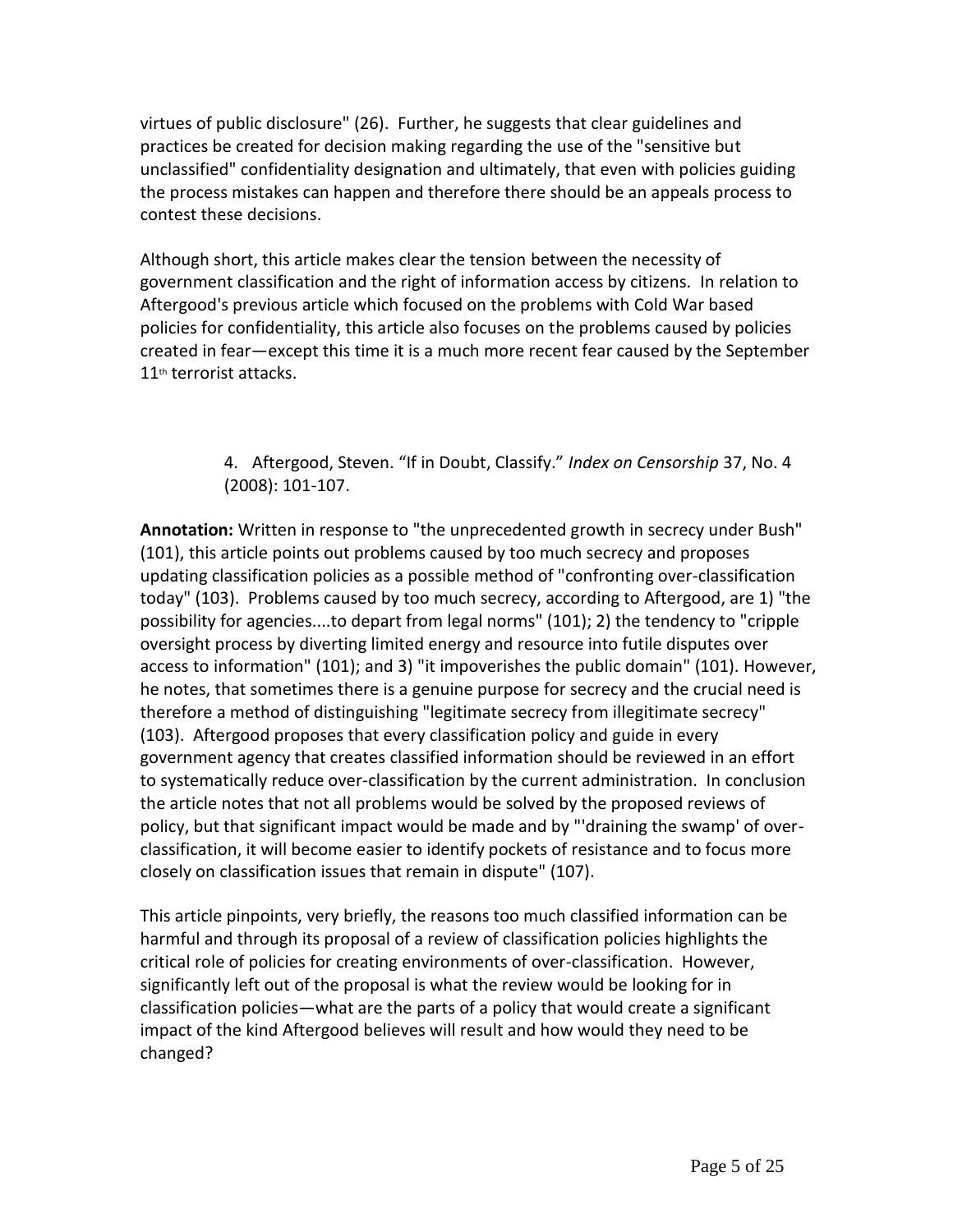virtues of public disclosure" (26). Further, he suggests that clear guidelines and practices be created for decision making regarding the use of the "sensitive but unclassified" confidentiality designation and ultimately, that even with policies guiding the process mistakes can happen and therefore there should be an appeals process to contest these decisions.

Although short, this article makes clear the tension between the necessity of government classification and the right of information access by citizens. In relation to Aftergood's previous article which focused on the problems with Cold War based policies for confidentiality, this article also focuses on the problems caused by policies created in fear—except this time it is a much more recent fear caused by the September 11th terrorist attacks.

4. Aftergood, Steven. "If in Doubt, Classify." *Index on Censorship* 37, No. 4 (2008): 101-107.

**Annotation:** Written in response to "the unprecedented growth in secrecy under Bush" (101), this article points out problems caused by too much secrecy and proposes updating classification policies as a possible method of "confronting over-classification today" (103). Problems caused by too much secrecy, according to Aftergood, are 1) "the possibility for agencies....to depart from legal norms" (101); 2) the tendency to "cripple oversight process by diverting limited energy and resource into futile disputes over access to information" (101); and 3) "it impoverishes the public domain" (101). However, he notes, that sometimes there is a genuine purpose for secrecy and the crucial need is therefore a method of distinguishing "legitimate secrecy from illegitimate secrecy" (103). Aftergood proposes that every classification policy and guide in every government agency that creates classified information should be reviewed in an effort to systematically reduce over-classification by the current administration. In conclusion the article notes that not all problems would be solved by the proposed reviews of policy, but that significant impact would be made and by "'draining the swamp' of over-classification, it will become easier to identify pockets of resistance and to focus more closely on classification issues that remain in dispute" (107).

This article pinpoints, very briefly, the reasons too much classified information can be harmful and through its proposal of a review of classification policies highlights the critical role of policies for creating environments of over-classification. However, significantly left out of the proposal is what the review would be looking for in classification policies—what are the parts of a policy that would create a significant impact of the kind Aftergood believes will result and how would they need to be changed?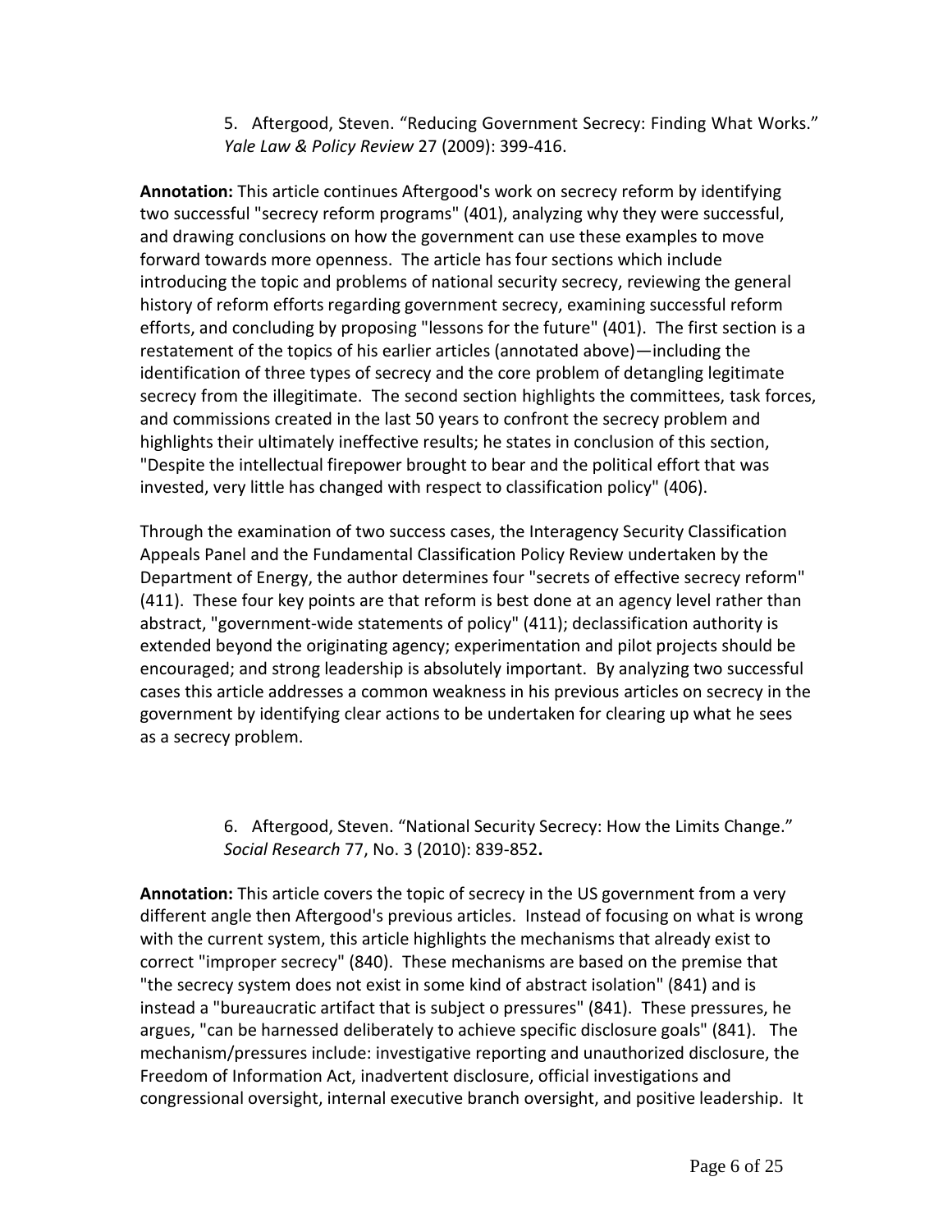5. Aftergood, Steven. "Reducing Government Secrecy: Finding What Works." *Yale Law & Policy Review* 27 (2009): 399-416.

**Annotation:** This article continues Aftergood's work on secrecy reform by identifying two successful "secrecy reform programs" (401), analyzing why they were successful, and drawing conclusions on how the government can use these examples to move forward towards more openness. The article has four sections which include introducing the topic and problems of national security secrecy, reviewing the general history of reform efforts regarding government secrecy, examining successful reform efforts, and concluding by proposing "lessons for the future" (401). The first section is a restatement of the topics of his earlier articles (annotated above)—including the identification of three types of secrecy and the core problem of detangling legitimate secrecy from the illegitimate. The second section highlights the committees, task forces, and commissions created in the last 50 years to confront the secrecy problem and highlights their ultimately ineffective results; he states in conclusion of this section, "Despite the intellectual firepower brought to bear and the political effort that was invested, very little has changed with respect to classification policy" (406).

Through the examination of two success cases, the Interagency Security Classification Appeals Panel and the Fundamental Classification Policy Review undertaken by the Department of Energy, the author determines four "secrets of effective secrecy reform" (411). These four key points are that reform is best done at an agency level rather than abstract, "government-wide statements of policy" (411); declassification authority is extended beyond the originating agency; experimentation and pilot projects should be encouraged; and strong leadership is absolutely important. By analyzing two successful cases this article addresses a common weakness in his previous articles on secrecy in the government by identifying clear actions to be undertaken for clearing up what he sees as a secrecy problem.

6. Aftergood, Steven. "National Security Secrecy: How the Limits Change." *Social Research* 77, No. 3 (2010): 839-852**.**

**Annotation:** This article covers the topic of secrecy in the US government from a very different angle then Aftergood's previous articles. Instead of focusing on what is wrong with the current system, this article highlights the mechanisms that already exist to correct "improper secrecy" (840). These mechanisms are based on the premise that "the secrecy system does not exist in some kind of abstract isolation" (841) and is instead a "bureaucratic artifact that is subject o pressures" (841). These pressures, he argues, "can be harnessed deliberately to achieve specific disclosure goals" (841). The mechanism/pressures include: investigative reporting and unauthorized disclosure, the Freedom of Information Act, inadvertent disclosure, official investigations and congressional oversight, internal executive branch oversight, and positive leadership. It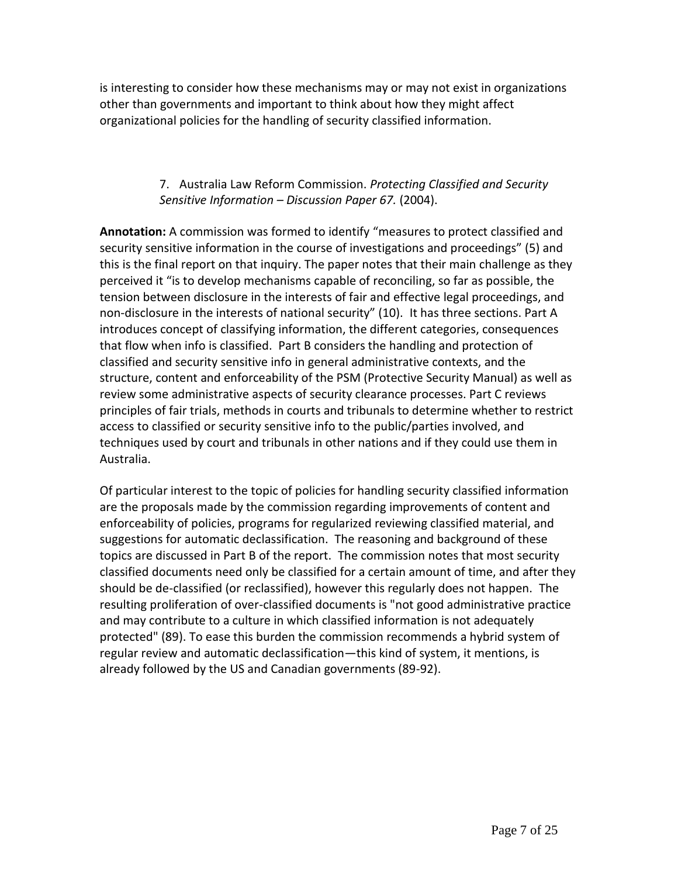is interesting to consider how these mechanisms may or may not exist in organizations other than governments and important to think about how they might affect organizational policies for the handling of security classified information.

7. Australia Law Reform Commission. *Protecting Classified and Security Sensitive Information – Discussion Paper 67.* (2004).

**Annotation:** A commission was formed to identify "measures to protect classified and security sensitive information in the course of investigations and proceedings" (5) and this is the final report on that inquiry. The paper notes that their main challenge as they perceived it "is to develop mechanisms capable of reconciling, so far as possible, the tension between disclosure in the interests of fair and effective legal proceedings, and non-disclosure in the interests of national security" (10). It has three sections. Part A introduces concept of classifying information, the different categories, consequences that flow when info is classified. Part B considers the handling and protection of classified and security sensitive info in general administrative contexts, and the structure, content and enforceability of the PSM (Protective Security Manual) as well as review some administrative aspects of security clearance processes. Part C reviews principles of fair trials, methods in courts and tribunals to determine whether to restrict access to classified or security sensitive info to the public/parties involved, and techniques used by court and tribunals in other nations and if they could use them in Australia.

Of particular interest to the topic of policies for handling security classified information are the proposals made by the commission regarding improvements of content and enforceability of policies, programs for regularized reviewing classified material, and suggestions for automatic declassification. The reasoning and background of these topics are discussed in Part B of the report. The commission notes that most security classified documents need only be classified for a certain amount of time, and after they should be de-classified (or reclassified), however this regularly does not happen. The resulting proliferation of over-classified documents is "not good administrative practice and may contribute to a culture in which classified information is not adequately protected" (89). To ease this burden the commission recommends a hybrid system of regular review and automatic declassification—this kind of system, it mentions, is already followed by the US and Canadian governments (89-92).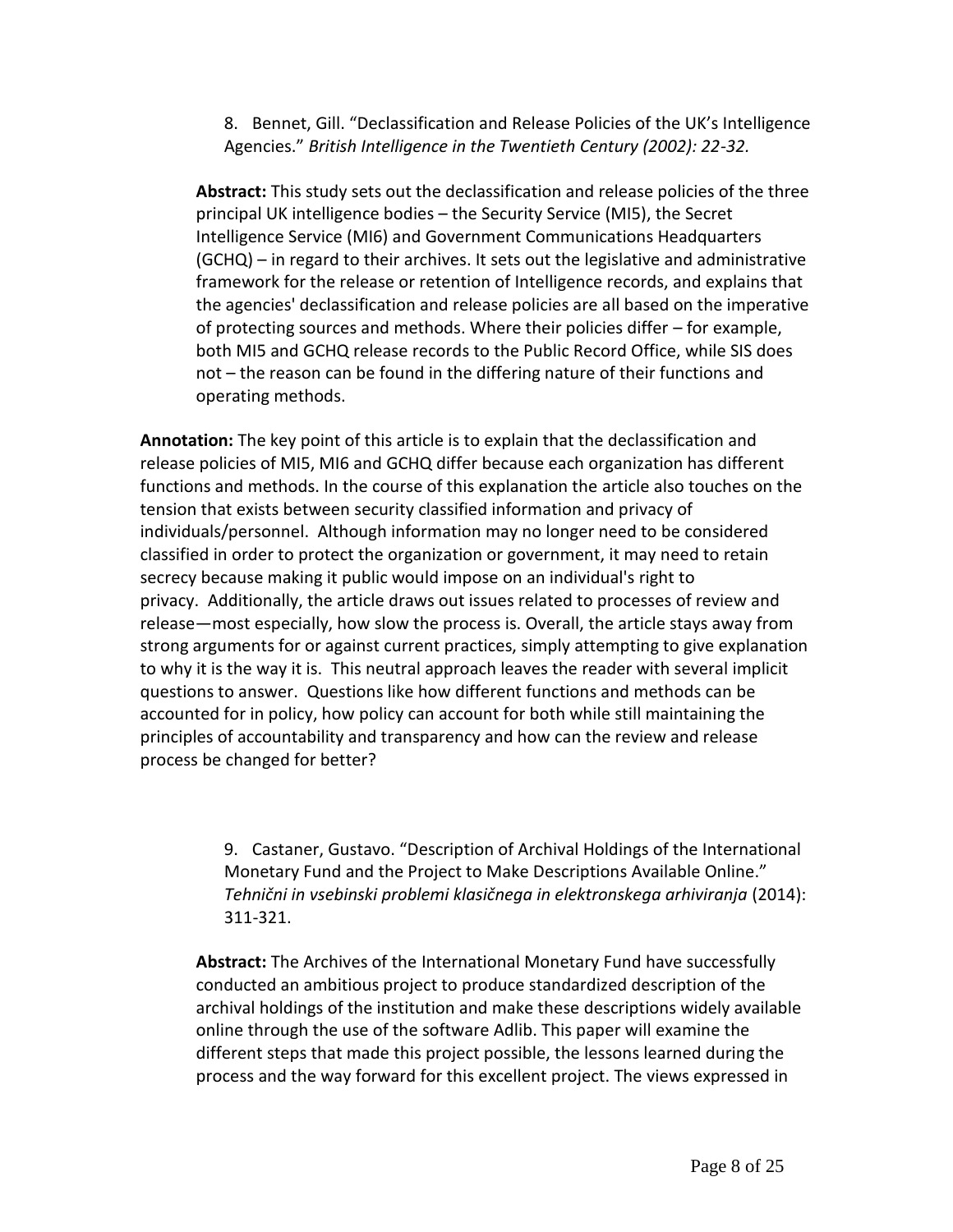8. Bennet, Gill. "Declassification and Release Policies of the UK's Intelligence Agencies." *British Intelligence in the Twentieth Century (2002): 22-32.*

**Abstract:** This study sets out the declassification and release policies of the three principal UK intelligence bodies – the Security Service (MI5), the Secret Intelligence Service (MI6) and Government Communications Headquarters (GCHQ) – in regard to their archives. It sets out the legislative and administrative framework for the release or retention of Intelligence records, and explains that the agencies' declassification and release policies are all based on the imperative of protecting sources and methods. Where their policies differ – for example, both MI5 and GCHQ release records to the Public Record Office, while SIS does not – the reason can be found in the differing nature of their functions and operating methods.

**Annotation:** The key point of this article is to explain that the declassification and release policies of MI5, MI6 and GCHQ differ because each organization has different functions and methods. In the course of this explanation the article also touches on the tension that exists between security classified information and privacy of individuals/personnel. Although information may no longer need to be considered classified in order to protect the organization or government, it may need to retain secrecy because making it public would impose on an individual's right to privacy. Additionally, the article draws out issues related to processes of review and release—most especially, how slow the process is. Overall, the article stays away from strong arguments for or against current practices, simply attempting to give explanation to why it is the way it is. This neutral approach leaves the reader with several implicit questions to answer. Questions like how different functions and methods can be accounted for in policy, how policy can account for both while still maintaining the principles of accountability and transparency and how can the review and release process be changed for better?

9. Castaner, Gustavo. "Description of Archival Holdings of the International Monetary Fund and the Project to Make Descriptions Available Online." *Tehnični in vsebinski problemi klasičnega in elektronskega arhiviranja* (2014): 311-321.

**Abstract:** The Archives of the International Monetary Fund have successfully conducted an ambitious project to produce standardized description of the archival holdings of the institution and make these descriptions widely available online through the use of the software Adlib. This paper will examine the different steps that made this project possible, the lessons learned during the process and the way forward for this excellent project. The views expressed in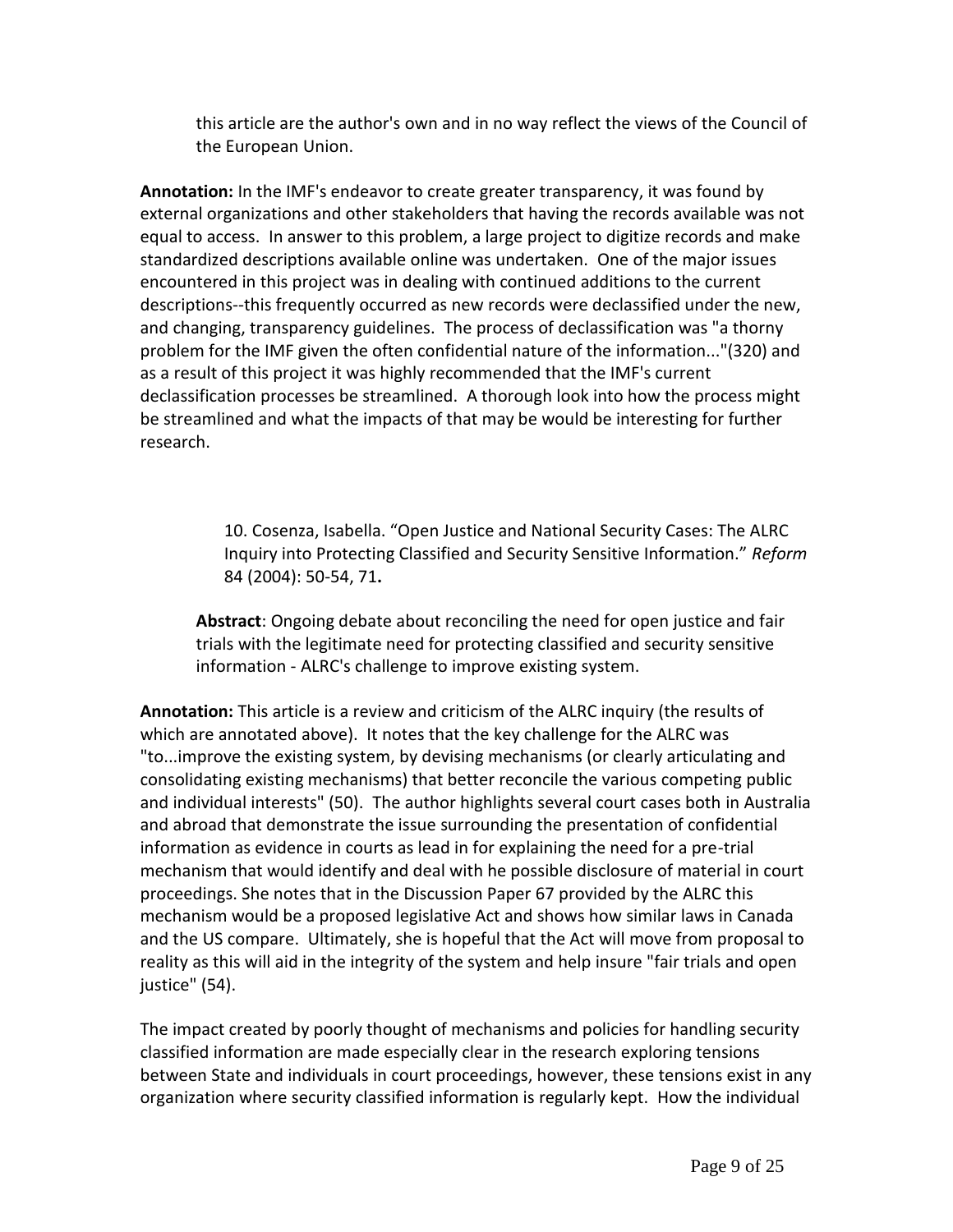this article are the author's own and in no way reflect the views of the Council of the European Union.

**Annotation:** In the IMF's endeavor to create greater transparency, it was found by external organizations and other stakeholders that having the records available was not equal to access. In answer to this problem, a large project to digitize records and make standardized descriptions available online was undertaken. One of the major issues encountered in this project was in dealing with continued additions to the current descriptions--this frequently occurred as new records were declassified under the new, and changing, transparency guidelines. The process of declassification was "a thorny problem for the IMF given the often confidential nature of the information..."(320) and as a result of this project it was highly recommended that the IMF's current declassification processes be streamlined. A thorough look into how the process might be streamlined and what the impacts of that may be would be interesting for further research.

10. Cosenza, Isabella. "Open Justice and National Security Cases: The ALRC Inquiry into Protecting Classified and Security Sensitive Information." *Reform* 84 (2004): 50-54, 71**.**

**Abstract**: Ongoing debate about reconciling the need for open justice and fair trials with the legitimate need for protecting classified and security sensitive information - ALRC's challenge to improve existing system.

**Annotation:** This article is a review and criticism of the ALRC inquiry (the results of which are annotated above). It notes that the key challenge for the ALRC was "to...improve the existing system, by devising mechanisms (or clearly articulating and consolidating existing mechanisms) that better reconcile the various competing public and individual interests" (50). The author highlights several court cases both in Australia and abroad that demonstrate the issue surrounding the presentation of confidential information as evidence in courts as lead in for explaining the need for a pre-trial mechanism that would identify and deal with he possible disclosure of material in court proceedings. She notes that in the Discussion Paper 67 provided by the ALRC this mechanism would be a proposed legislative Act and shows how similar laws in Canada and the US compare. Ultimately, she is hopeful that the Act will move from proposal to reality as this will aid in the integrity of the system and help insure "fair trials and open justice" (54).

The impact created by poorly thought of mechanisms and policies for handling security classified information are made especially clear in the research exploring tensions between State and individuals in court proceedings, however, these tensions exist in any organization where security classified information is regularly kept. How the individual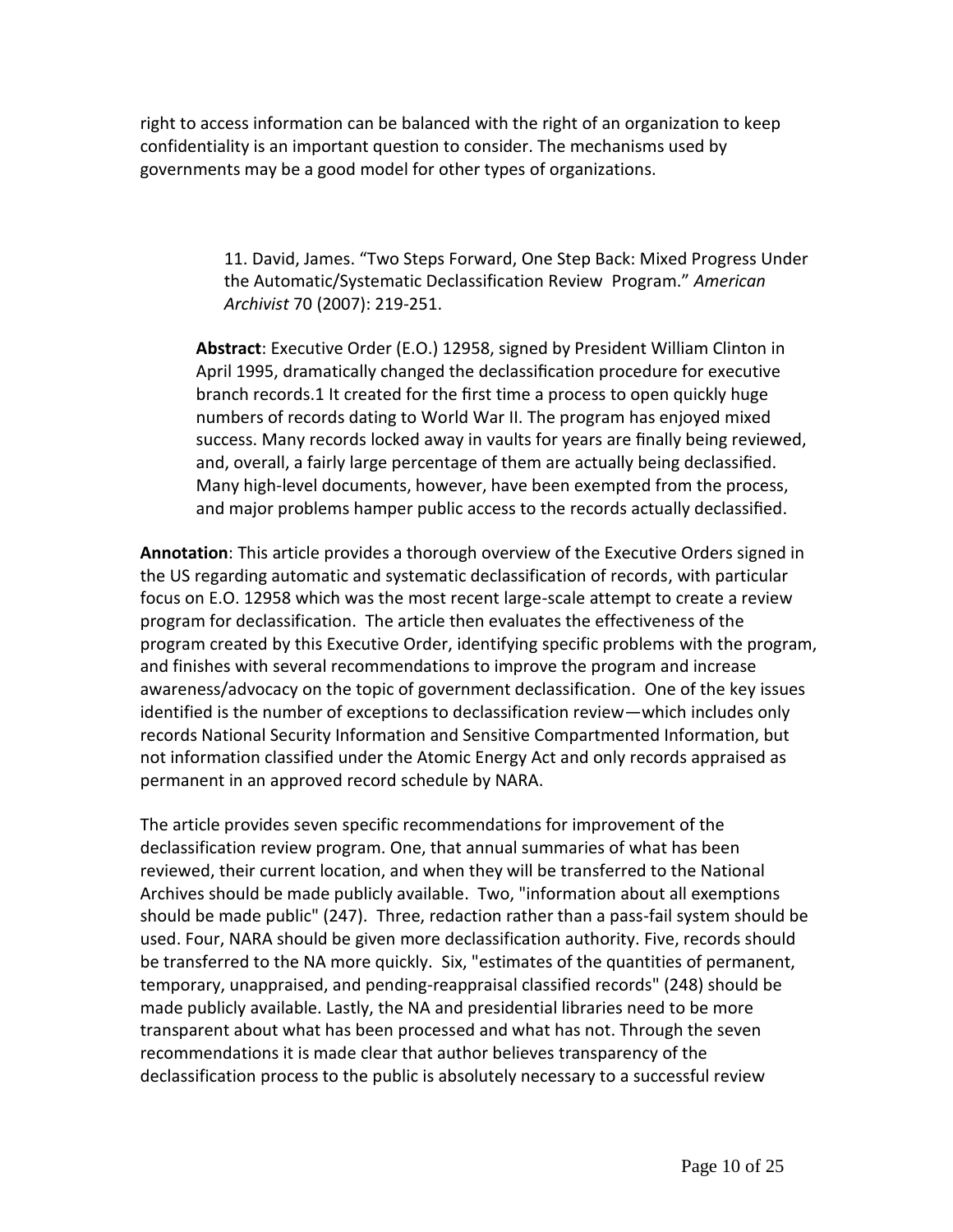right to access information can be balanced with the right of an organization to keep confidentiality is an important question to consider. The mechanisms used by governments may be a good model for other types of organizations.

11. David, James. “Two Steps Forward, One Step Back: Mixed Progress Under the Automatic/Systematic Declassification Review Program.” *American Archivist* 70 (2007): 219-251.

**Abstract**: Executive Order (E.O.) 12958, signed by President William Clinton in April 1995, dramatically changed the declassification procedure for executive branch records.1 It created for the first time a process to open quickly huge numbers of records dating to World War II. The program has enjoyed mixed success. Many records locked away in vaults for years are finally being reviewed, and, overall, a fairly large percentage of them are actually being declassified. Many high-level documents, however, have been exempted from the process, and major problems hamper public access to the records actually declassified.

**Annotation**: This article provides a thorough overview of the Executive Orders signed in the US regarding automatic and systematic declassification of records, with particular focus on E.O. 12958 which was the most recent large-scale attempt to create a review program for declassification. The article then evaluates the effectiveness of the program created by this Executive Order, identifying specific problems with the program, and finishes with several recommendations to improve the program and increase awareness/advocacy on the topic of government declassification. One of the key issues identified is the number of exceptions to declassification review—which includes only records National Security Information and Sensitive Compartmented Information, but not information classified under the Atomic Energy Act and only records appraised as permanent in an approved record schedule by NARA.

The article provides seven specific recommendations for improvement of the declassification review program. One, that annual summaries of what has been reviewed, their current location, and when they will be transferred to the National Archives should be made publicly available. Two, "information about all exemptions should be made public" (247). Three, redaction rather than a pass-fail system should be used. Four, NARA should be given more declassification authority. Five, records should be transferred to the NA more quickly. Six, "estimates of the quantities of permanent, temporary, unappraised, and pending-reappraisal classified records" (248) should be made publicly available. Lastly, the NA and presidential libraries need to be more transparent about what has been processed and what has not. Through the seven recommendations it is made clear that author believes transparency of the declassification process to the public is absolutely necessary to a successful review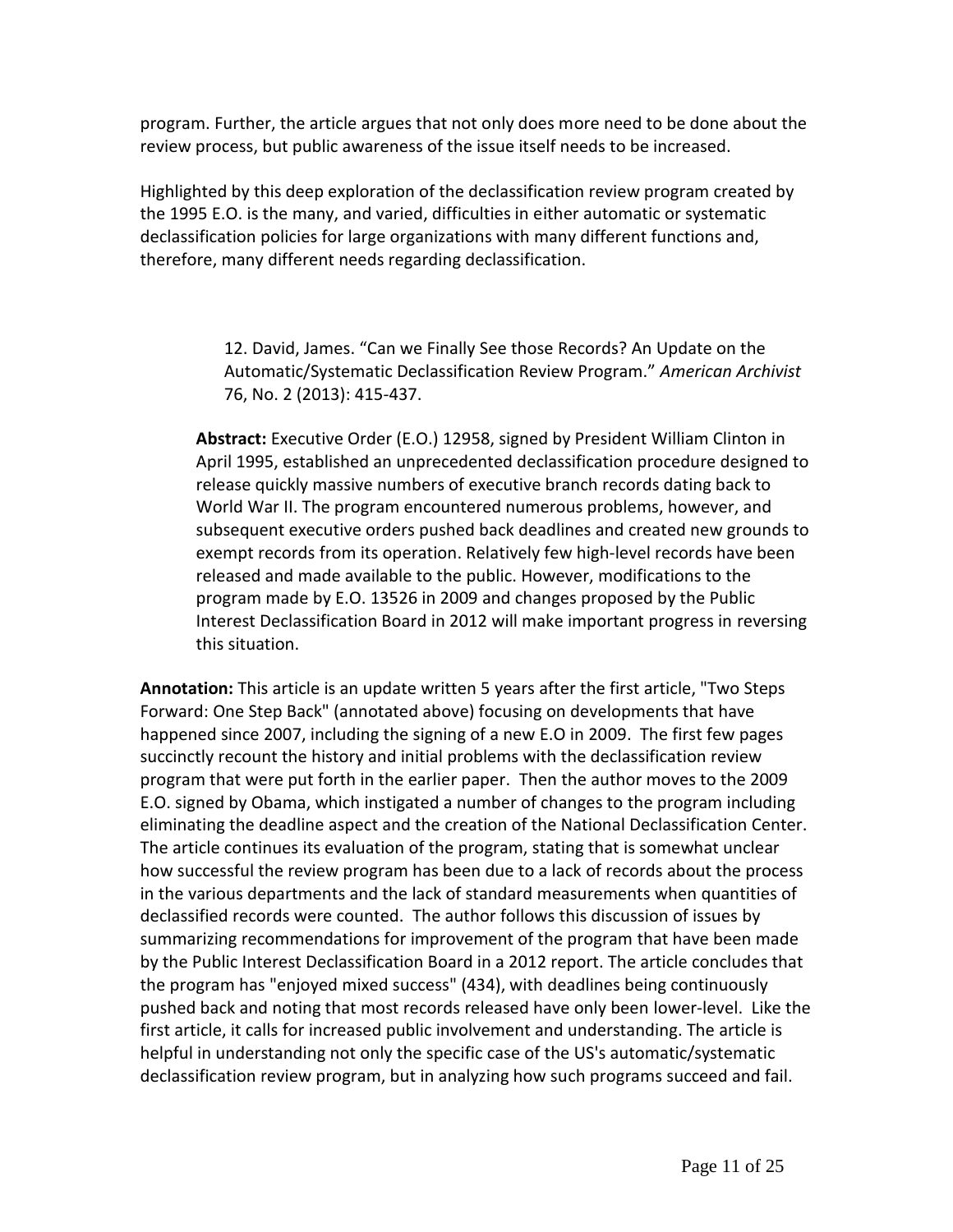program. Further, the article argues that not only does more need to be done about the review process, but public awareness of the issue itself needs to be increased.

Highlighted by this deep exploration of the declassification review program created by the 1995 E.O. is the many, and varied, difficulties in either automatic or systematic declassification policies for large organizations with many different functions and, therefore, many different needs regarding declassification.

> 12. David, James. "Can we Finally See those Records? An Update on the Automatic/Systematic Declassification Review Program." *American Archivist* 76, No. 2 (2013): 415-437.
>
> **Abstract:** Executive Order (E.O.) 12958, signed by President William Clinton in April 1995, established an unprecedented declassification procedure designed to release quickly massive numbers of executive branch records dating back to World War II. The program encountered numerous problems, however, and subsequent executive orders pushed back deadlines and created new grounds to exempt records from its operation. Relatively few high-level records have been released and made available to the public. However, modifications to the program made by E.O. 13526 in 2009 and changes proposed by the Public Interest Declassification Board in 2012 will make important progress in reversing this situation.

**Annotation:** This article is an update written 5 years after the first article, "Two Steps Forward: One Step Back" (annotated above) focusing on developments that have happened since 2007, including the signing of a new E.O in 2009. The first few pages succinctly recount the history and initial problems with the declassification review program that were put forth in the earlier paper. Then the author moves to the 2009 E.O. signed by Obama, which instigated a number of changes to the program including eliminating the deadline aspect and the creation of the National Declassification Center. The article continues its evaluation of the program, stating that is somewhat unclear how successful the review program has been due to a lack of records about the process in the various departments and the lack of standard measurements when quantities of declassified records were counted. The author follows this discussion of issues by summarizing recommendations for improvement of the program that have been made by the Public Interest Declassification Board in a 2012 report. The article concludes that the program has "enjoyed mixed success" (434), with deadlines being continuously pushed back and noting that most records released have only been lower-level. Like the first article, it calls for increased public involvement and understanding. The article is helpful in understanding not only the specific case of the US's automatic/systematic declassification review program, but in analyzing how such programs succeed and fail.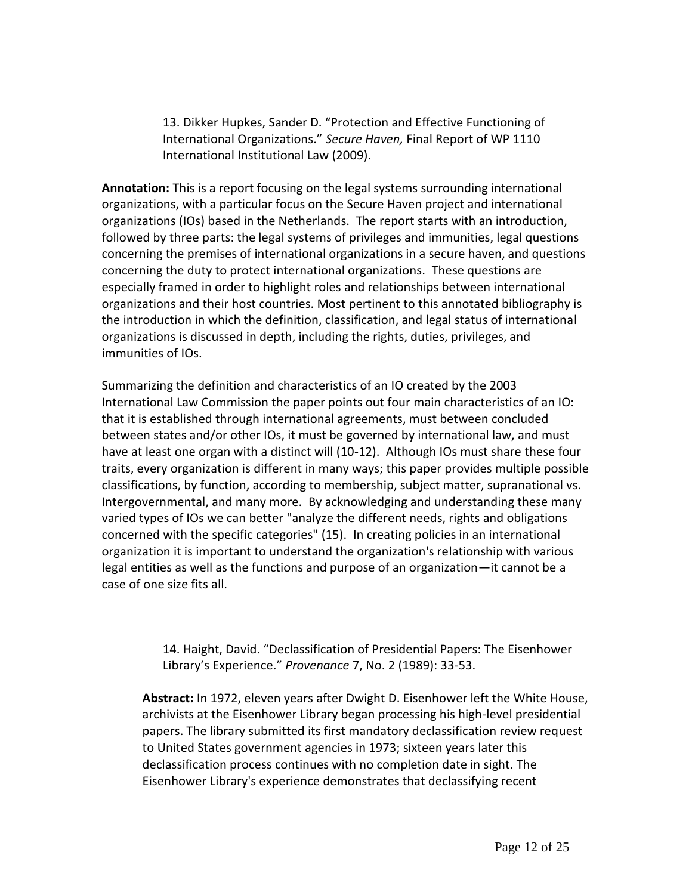13. Dikker Hupkes, Sander D. "Protection and Effective Functioning of International Organizations." *Secure Haven,* Final Report of WP 1110 International Institutional Law (2009).

**Annotation:** This is a report focusing on the legal systems surrounding international organizations, with a particular focus on the Secure Haven project and international organizations (IOs) based in the Netherlands. The report starts with an introduction, followed by three parts: the legal systems of privileges and immunities, legal questions concerning the premises of international organizations in a secure haven, and questions concerning the duty to protect international organizations. These questions are especially framed in order to highlight roles and relationships between international organizations and their host countries. Most pertinent to this annotated bibliography is the introduction in which the definition, classification, and legal status of international organizations is discussed in depth, including the rights, duties, privileges, and immunities of IOs.

Summarizing the definition and characteristics of an IO created by the 2003 International Law Commission the paper points out four main characteristics of an IO: that it is established through international agreements, must between concluded between states and/or other IOs, it must be governed by international law, and must have at least one organ with a distinct will (10-12). Although IOs must share these four traits, every organization is different in many ways; this paper provides multiple possible classifications, by function, according to membership, subject matter, supranational vs. Intergovernmental, and many more. By acknowledging and understanding these many varied types of IOs we can better "analyze the different needs, rights and obligations concerned with the specific categories" (15). In creating policies in an international organization it is important to understand the organization's relationship with various legal entities as well as the functions and purpose of an organization—it cannot be a case of one size fits all.

14. Haight, David. "Declassification of Presidential Papers: The Eisenhower Library's Experience." *Provenance* 7, No. 2 (1989): 33-53.

**Abstract:** In 1972, eleven years after Dwight D. Eisenhower left the White House, archivists at the Eisenhower Library began processing his high-level presidential papers. The library submitted its first mandatory declassification review request to United States government agencies in 1973; sixteen years later this declassification process continues with no completion date in sight. The Eisenhower Library's experience demonstrates that declassifying recent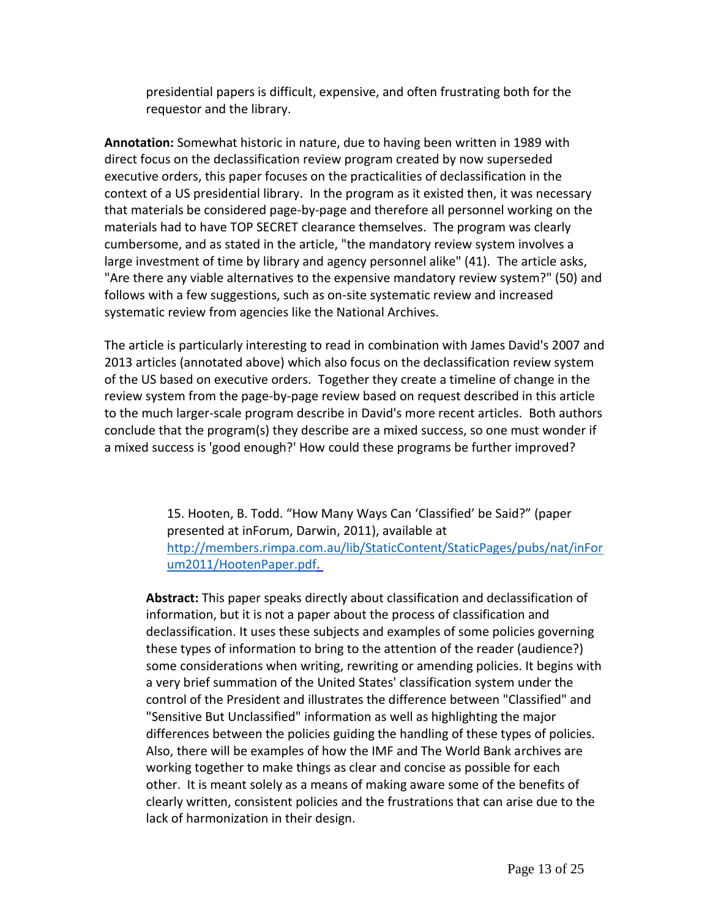presidential papers is difficult, expensive, and often frustrating both for the requestor and the library.

**Annotation:** Somewhat historic in nature, due to having been written in 1989 with direct focus on the declassification review program created by now superseded executive orders, this paper focuses on the practicalities of declassification in the context of a US presidential library. In the program as it existed then, it was necessary that materials be considered page-by-page and therefore all personnel working on the materials had to have TOP SECRET clearance themselves. The program was clearly cumbersome, and as stated in the article, "the mandatory review system involves a large investment of time by library and agency personnel alike" (41). The article asks, "Are there any viable alternatives to the expensive mandatory review system?" (50) and follows with a few suggestions, such as on-site systematic review and increased systematic review from agencies like the National Archives.

The article is particularly interesting to read in combination with James David's 2007 and 2013 articles (annotated above) which also focus on the declassification review system of the US based on executive orders. Together they create a timeline of change in the review system from the page-by-page review based on request described in this article to the much larger-scale program describe in David's more recent articles. Both authors conclude that the program(s) they describe are a mixed success, so one must wonder if a mixed success is 'good enough?' How could these programs be further improved?

15. Hooten, B. Todd. "How Many Ways Can 'Classified' be Said?" (paper presented at inForum, Darwin, 2011), available at [http://members.rimpa.com.au/lib/StaticContent/StaticPages/pubs/nat/inForum2011/HootenPaper.pdf.](http://members.rimpa.com.au/lib/StaticContent/StaticPages/pubs/nat/inForum2011/HootenPaper.pdf)

**Abstract:** This paper speaks directly about classification and declassification of information, but it is not a paper about the process of classification and declassification. It uses these subjects and examples of some policies governing these types of information to bring to the attention of the reader (audience?) some considerations when writing, rewriting or amending policies. It begins with a very brief summation of the United States' classification system under the control of the President and illustrates the difference between "Classified" and "Sensitive But Unclassified" information as well as highlighting the major differences between the policies guiding the handling of these types of policies. Also, there will be examples of how the IMF and The World Bank archives are working together to make things as clear and concise as possible for each other. It is meant solely as a means of making aware some of the benefits of clearly written, consistent policies and the frustrations that can arise due to the lack of harmonization in their design.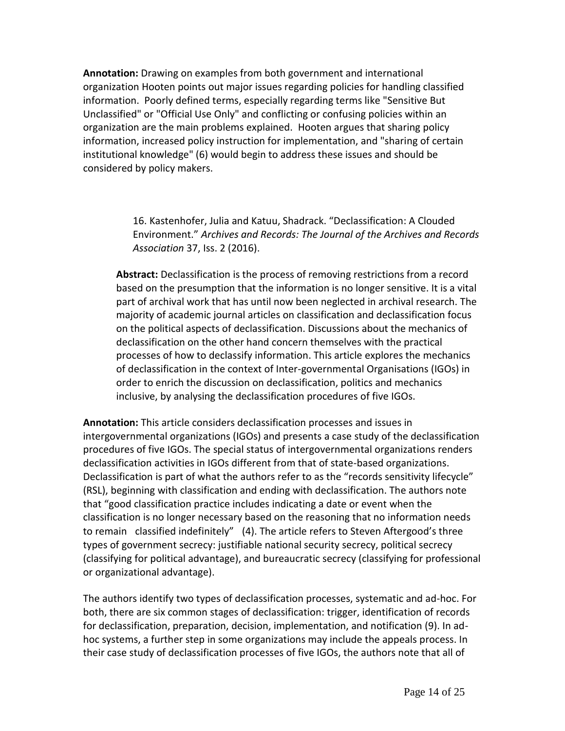**Annotation:** Drawing on examples from both government and international organization Hooten points out major issues regarding policies for handling classified information. Poorly defined terms, especially regarding terms like "Sensitive But Unclassified" or "Official Use Only" and conflicting or confusing policies within an organization are the main problems explained. Hooten argues that sharing policy information, increased policy instruction for implementation, and "sharing of certain institutional knowledge" (6) would begin to address these issues and should be considered by policy makers.

> 16. Kastenhofer, Julia and Katuu, Shadrack. "Declassification: A Clouded Environment." *Archives and Records: The Journal of the Archives and Records Association* 37, Iss. 2 (2016).

> **Abstract:** Declassification is the process of removing restrictions from a record based on the presumption that the information is no longer sensitive. It is a vital part of archival work that has until now been neglected in archival research. The majority of academic journal articles on classification and declassification focus on the political aspects of declassification. Discussions about the mechanics of declassification on the other hand concern themselves with the practical processes of how to declassify information. This article explores the mechanics of declassification in the context of Inter-governmental Organisations (IGOs) in order to enrich the discussion on declassification, politics and mechanics inclusive, by analysing the declassification procedures of five IGOs.

**Annotation:** This article considers declassification processes and issues in intergovernmental organizations (IGOs) and presents a case study of the declassification procedures of five IGOs. The special status of intergovernmental organizations renders declassification activities in IGOs different from that of state-based organizations. Declassification is part of what the authors refer to as the "records sensitivity lifecycle" (RSL), beginning with classification and ending with declassification. The authors note that "good classification practice includes indicating a date or event when the classification is no longer necessary based on the reasoning that no information needs to remain classified indefinitely" (4). The article refers to Steven Aftergood's three types of government secrecy: justifiable national security secrecy, political secrecy (classifying for political advantage), and bureaucratic secrecy (classifying for professional or organizational advantage).

The authors identify two types of declassification processes, systematic and ad-hoc. For both, there are six common stages of declassification: trigger, identification of records for declassification, preparation, decision, implementation, and notification (9). In ad-hoc systems, a further step in some organizations may include the appeals process. In their case study of declassification processes of five IGOs, the authors note that all of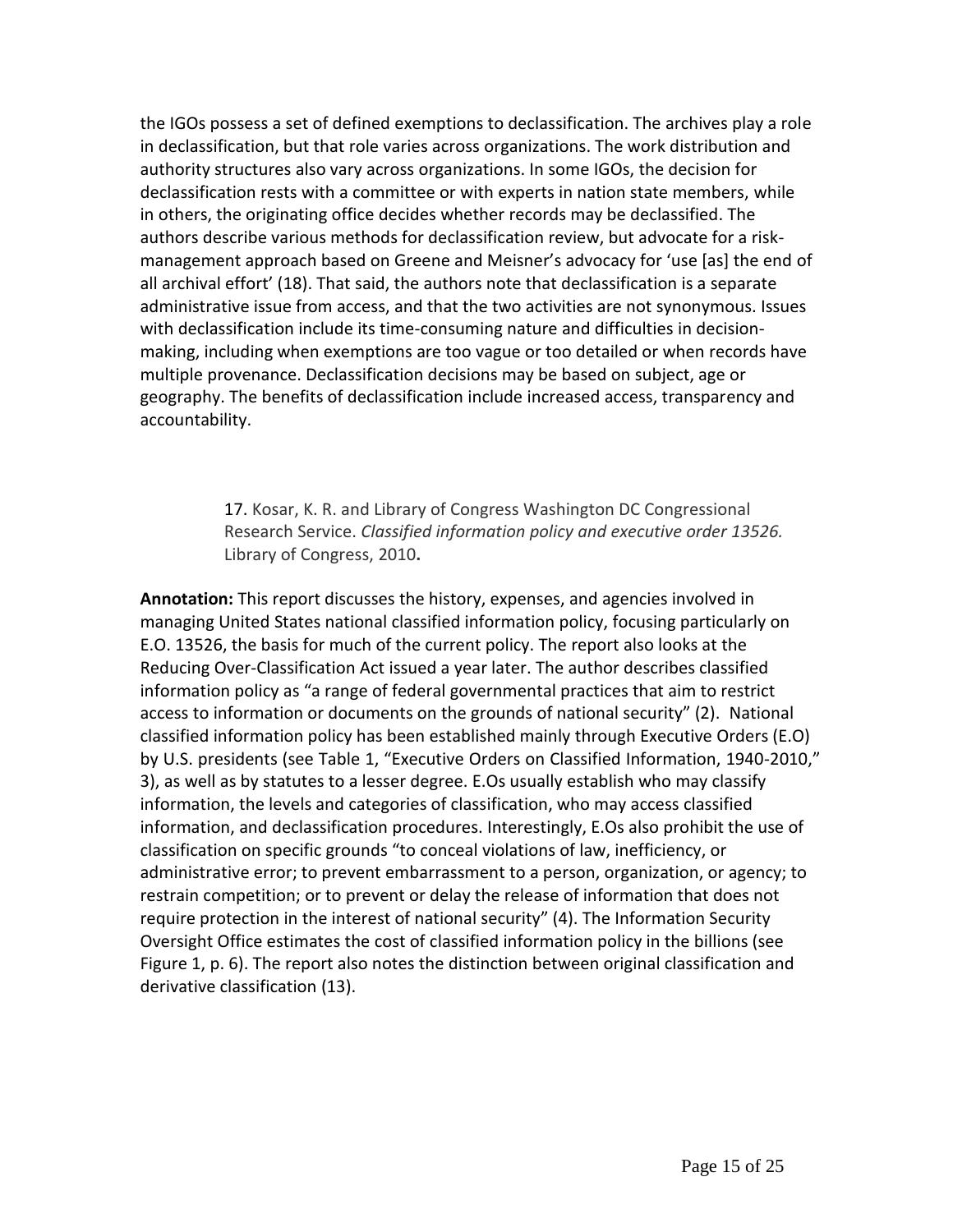the IGOs possess a set of defined exemptions to declassification. The archives play a role in declassification, but that role varies across organizations. The work distribution and authority structures also vary across organizations. In some IGOs, the decision for declassification rests with a committee or with experts in nation state members, while in others, the originating office decides whether records may be declassified. The authors describe various methods for declassification review, but advocate for a risk-management approach based on Greene and Meisner's advocacy for 'use [as] the end of all archival effort' (18). That said, the authors note that declassification is a separate administrative issue from access, and that the two activities are not synonymous. Issues with declassification include its time-consuming nature and difficulties in decision-making, including when exemptions are too vague or too detailed or when records have multiple provenance. Declassification decisions may be based on subject, age or geography. The benefits of declassification include increased access, transparency and accountability.

> 17. Kosar, K. R. and Library of Congress Washington DC Congressional Research Service. *Classified information policy and executive order 13526.* Library of Congress, 2010**.**

**Annotation:** This report discusses the history, expenses, and agencies involved in managing United States national classified information policy, focusing particularly on E.O. 13526, the basis for much of the current policy. The report also looks at the Reducing Over-Classification Act issued a year later. The author describes classified information policy as "a range of federal governmental practices that aim to restrict access to information or documents on the grounds of national security" (2). National classified information policy has been established mainly through Executive Orders (E.O) by U.S. presidents (see Table 1, "Executive Orders on Classified Information, 1940-2010," 3), as well as by statutes to a lesser degree. E.Os usually establish who may classify information, the levels and categories of classification, who may access classified information, and declassification procedures. Interestingly, E.Os also prohibit the use of classification on specific grounds "to conceal violations of law, inefficiency, or administrative error; to prevent embarrassment to a person, organization, or agency; to restrain competition; or to prevent or delay the release of information that does not require protection in the interest of national security" (4). The Information Security Oversight Office estimates the cost of classified information policy in the billions (see Figure 1, p. 6). The report also notes the distinction between original classification and derivative classification (13).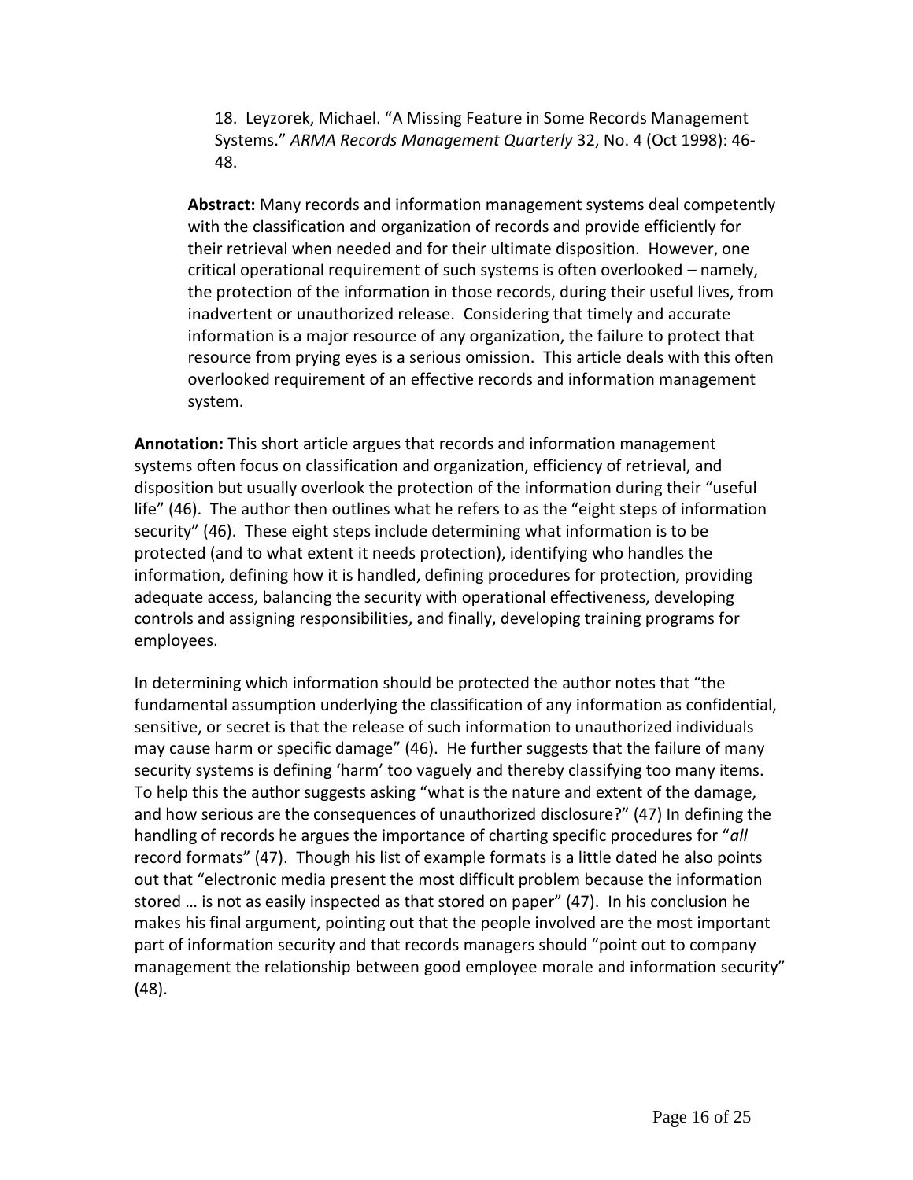18. Leyzorek, Michael. “A Missing Feature in Some Records Management Systems.” *ARMA Records Management Quarterly* 32, No. 4 (Oct 1998): 46-48.

**Abstract:** Many records and information management systems deal competently with the classification and organization of records and provide efficiently for their retrieval when needed and for their ultimate disposition. However, one critical operational requirement of such systems is often overlooked – namely, the protection of the information in those records, during their useful lives, from inadvertent or unauthorized release. Considering that timely and accurate information is a major resource of any organization, the failure to protect that resource from prying eyes is a serious omission. This article deals with this often overlooked requirement of an effective records and information management system.

**Annotation:** This short article argues that records and information management systems often focus on classification and organization, efficiency of retrieval, and disposition but usually overlook the protection of the information during their “useful life” (46). The author then outlines what he refers to as the “eight steps of information security” (46). These eight steps include determining what information is to be protected (and to what extent it needs protection), identifying who handles the information, defining how it is handled, defining procedures for protection, providing adequate access, balancing the security with operational effectiveness, developing controls and assigning responsibilities, and finally, developing training programs for employees.

In determining which information should be protected the author notes that “the fundamental assumption underlying the classification of any information as confidential, sensitive, or secret is that the release of such information to unauthorized individuals may cause harm or specific damage” (46). He further suggests that the failure of many security systems is defining ‘harm’ too vaguely and thereby classifying too many items. To help this the author suggests asking “what is the nature and extent of the damage, and how serious are the consequences of unauthorized disclosure?” (47) In defining the handling of records he argues the importance of charting specific procedures for “*all* record formats” (47). Though his list of example formats is a little dated he also points out that “electronic media present the most difficult problem because the information stored … is not as easily inspected as that stored on paper” (47). In his conclusion he makes his final argument, pointing out that the people involved are the most important part of information security and that records managers should “point out to company management the relationship between good employee morale and information security” (48).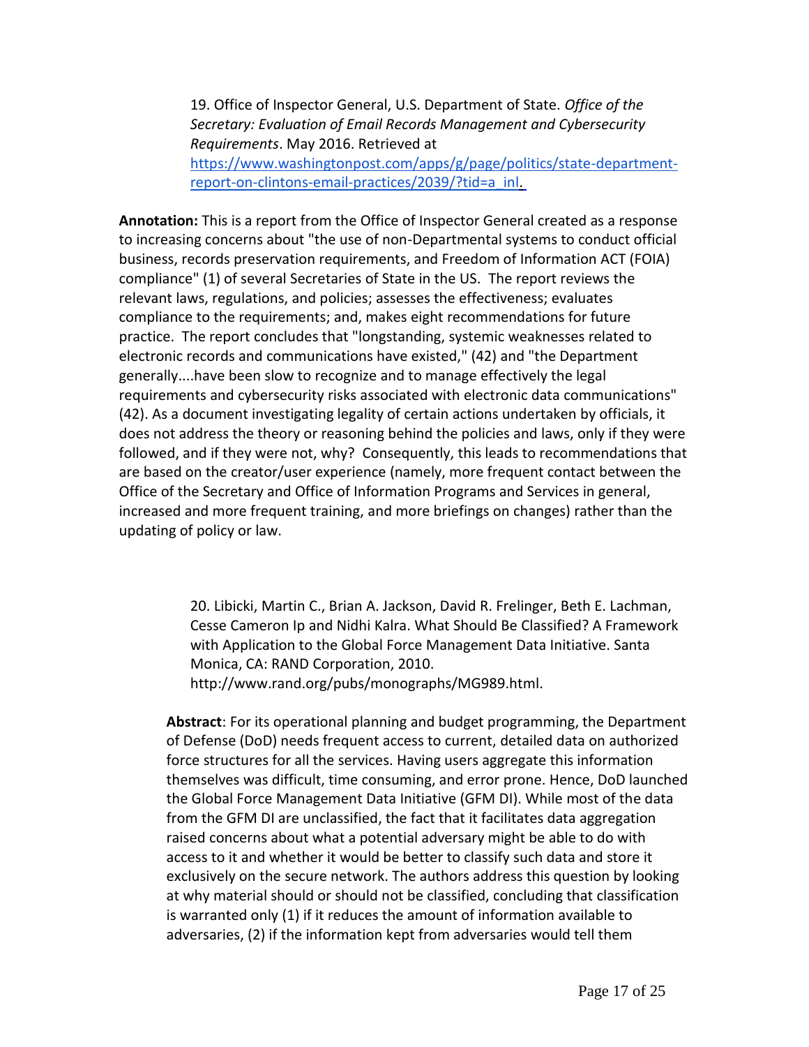19. Office of Inspector General, U.S. Department of State. *Office of the Secretary: Evaluation of Email Records Management and Cybersecurity Requirements*. May 2016. Retrieved at https://www.washingtonpost.com/apps/g/page/politics/state-department-report-on-clintons-email-practices/2039/?tid=a_inl.

**Annotation:** This is a report from the Office of Inspector General created as a response to increasing concerns about "the use of non-Departmental systems to conduct official business, records preservation requirements, and Freedom of Information ACT (FOIA) compliance" (1) of several Secretaries of State in the US. The report reviews the relevant laws, regulations, and policies; assesses the effectiveness; evaluates compliance to the requirements; and, makes eight recommendations for future practice. The report concludes that "longstanding, systemic weaknesses related to electronic records and communications have existed," (42) and "the Department generally....have been slow to recognize and to manage effectively the legal requirements and cybersecurity risks associated with electronic data communications" (42). As a document investigating legality of certain actions undertaken by officials, it does not address the theory or reasoning behind the policies and laws, only if they were followed, and if they were not, why? Consequently, this leads to recommendations that are based on the creator/user experience (namely, more frequent contact between the Office of the Secretary and Office of Information Programs and Services in general, increased and more frequent training, and more briefings on changes) rather than the updating of policy or law.

20. Libicki, Martin C., Brian A. Jackson, David R. Frelinger, Beth E. Lachman, Cesse Cameron Ip and Nidhi Kalra. What Should Be Classified? A Framework with Application to the Global Force Management Data Initiative. Santa Monica, CA: RAND Corporation, 2010. http://www.rand.org/pubs/monographs/MG989.html.

**Abstract**: For its operational planning and budget programming, the Department of Defense (DoD) needs frequent access to current, detailed data on authorized force structures for all the services. Having users aggregate this information themselves was difficult, time consuming, and error prone. Hence, DoD launched the Global Force Management Data Initiative (GFM DI). While most of the data from the GFM DI are unclassified, the fact that it facilitates data aggregation raised concerns about what a potential adversary might be able to do with access to it and whether it would be better to classify such data and store it exclusively on the secure network. The authors address this question by looking at why material should or should not be classified, concluding that classification is warranted only (1) if it reduces the amount of information available to adversaries, (2) if the information kept from adversaries would tell them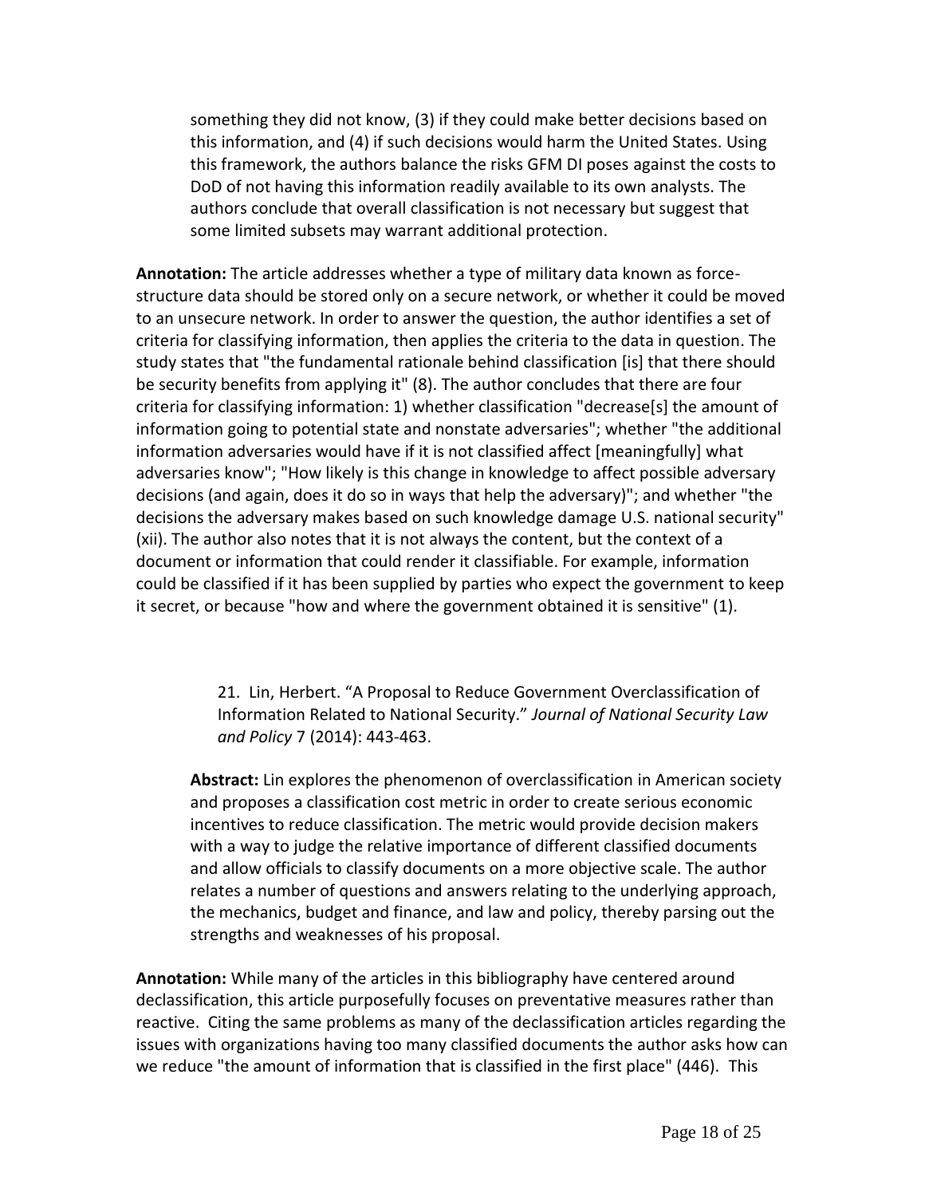something they did not know, (3) if they could make better decisions based on this information, and (4) if such decisions would harm the United States. Using this framework, the authors balance the risks GFM DI poses against the costs to DoD of not having this information readily available to its own analysts. The authors conclude that overall classification is not necessary but suggest that some limited subsets may warrant additional protection.

**Annotation:** The article addresses whether a type of military data known as force-structure data should be stored only on a secure network, or whether it could be moved to an unsecure network. In order to answer the question, the author identifies a set of criteria for classifying information, then applies the criteria to the data in question. The study states that "the fundamental rationale behind classification [is] that there should be security benefits from applying it" (8). The author concludes that there are four criteria for classifying information: 1) whether classification "decrease[s] the amount of information going to potential state and nonstate adversaries"; whether "the additional information adversaries would have if it is not classified affect [meaningfully] what adversaries know"; "How likely is this change in knowledge to affect possible adversary decisions (and again, does it do so in ways that help the adversary)"; and whether "the decisions the adversary makes based on such knowledge damage U.S. national security" (xii). The author also notes that it is not always the content, but the context of a document or information that could render it classifiable. For example, information could be classified if it has been supplied by parties who expect the government to keep it secret, or because "how and where the government obtained it is sensitive" (1).

21. Lin, Herbert. "A Proposal to Reduce Government Overclassification of Information Related to National Security." *Journal of National Security Law and Policy* 7 (2014): 443-463.

**Abstract:** Lin explores the phenomenon of overclassification in American society and proposes a classification cost metric in order to create serious economic incentives to reduce classification. The metric would provide decision makers with a way to judge the relative importance of different classified documents and allow officials to classify documents on a more objective scale. The author relates a number of questions and answers relating to the underlying approach, the mechanics, budget and finance, and law and policy, thereby parsing out the strengths and weaknesses of his proposal.

**Annotation:** While many of the articles in this bibliography have centered around declassification, this article purposefully focuses on preventative measures rather than reactive. Citing the same problems as many of the declassification articles regarding the issues with organizations having too many classified documents the author asks how can we reduce "the amount of information that is classified in the first place" (446). This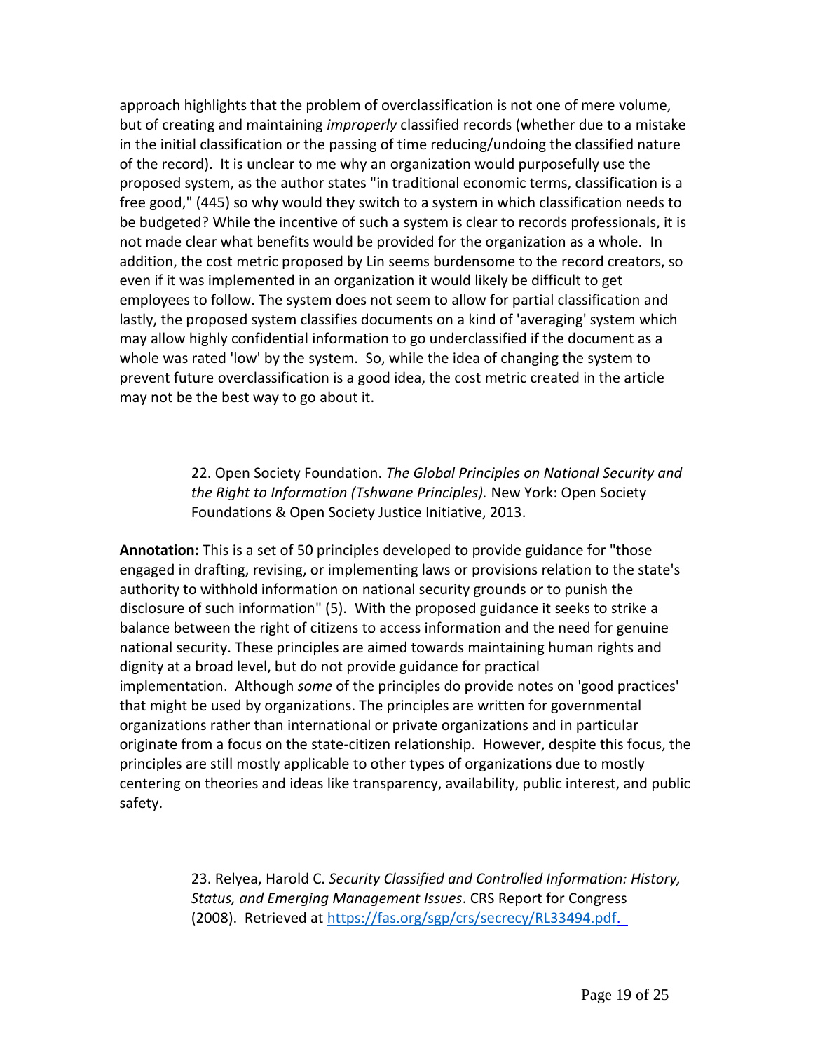approach highlights that the problem of overclassification is not one of mere volume, but of creating and maintaining *improperly* classified records (whether due to a mistake in the initial classification or the passing of time reducing/undoing the classified nature of the record). It is unclear to me why an organization would purposefully use the proposed system, as the author states "in traditional economic terms, classification is a free good," (445) so why would they switch to a system in which classification needs to be budgeted? While the incentive of such a system is clear to records professionals, it is not made clear what benefits would be provided for the organization as a whole. In addition, the cost metric proposed by Lin seems burdensome to the record creators, so even if it was implemented in an organization it would likely be difficult to get employees to follow. The system does not seem to allow for partial classification and lastly, the proposed system classifies documents on a kind of 'averaging' system which may allow highly confidential information to go underclassified if the document as a whole was rated 'low' by the system. So, while the idea of changing the system to prevent future overclassification is a good idea, the cost metric created in the article may not be the best way to go about it.

> 22. Open Society Foundation. *The Global Principles on National Security and the Right to Information (Tshwane Principles).* New York: Open Society Foundations & Open Society Justice Initiative, 2013.

**Annotation:** This is a set of 50 principles developed to provide guidance for "those engaged in drafting, revising, or implementing laws or provisions relation to the state's authority to withhold information on national security grounds or to punish the disclosure of such information" (5). With the proposed guidance it seeks to strike a balance between the right of citizens to access information and the need for genuine national security. These principles are aimed towards maintaining human rights and dignity at a broad level, but do not provide guidance for practical implementation. Although *some* of the principles do provide notes on 'good practices' that might be used by organizations. The principles are written for governmental organizations rather than international or private organizations and in particular originate from a focus on the state-citizen relationship. However, despite this focus, the principles are still mostly applicable to other types of organizations due to mostly centering on theories and ideas like transparency, availability, public interest, and public safety.

> 23. Relyea, Harold C. *Security Classified and Controlled Information: History, Status, and Emerging Management Issues*. CRS Report for Congress (2008). Retrieved at https://fas.org/sgp/crs/secrecy/RL33494.pdf.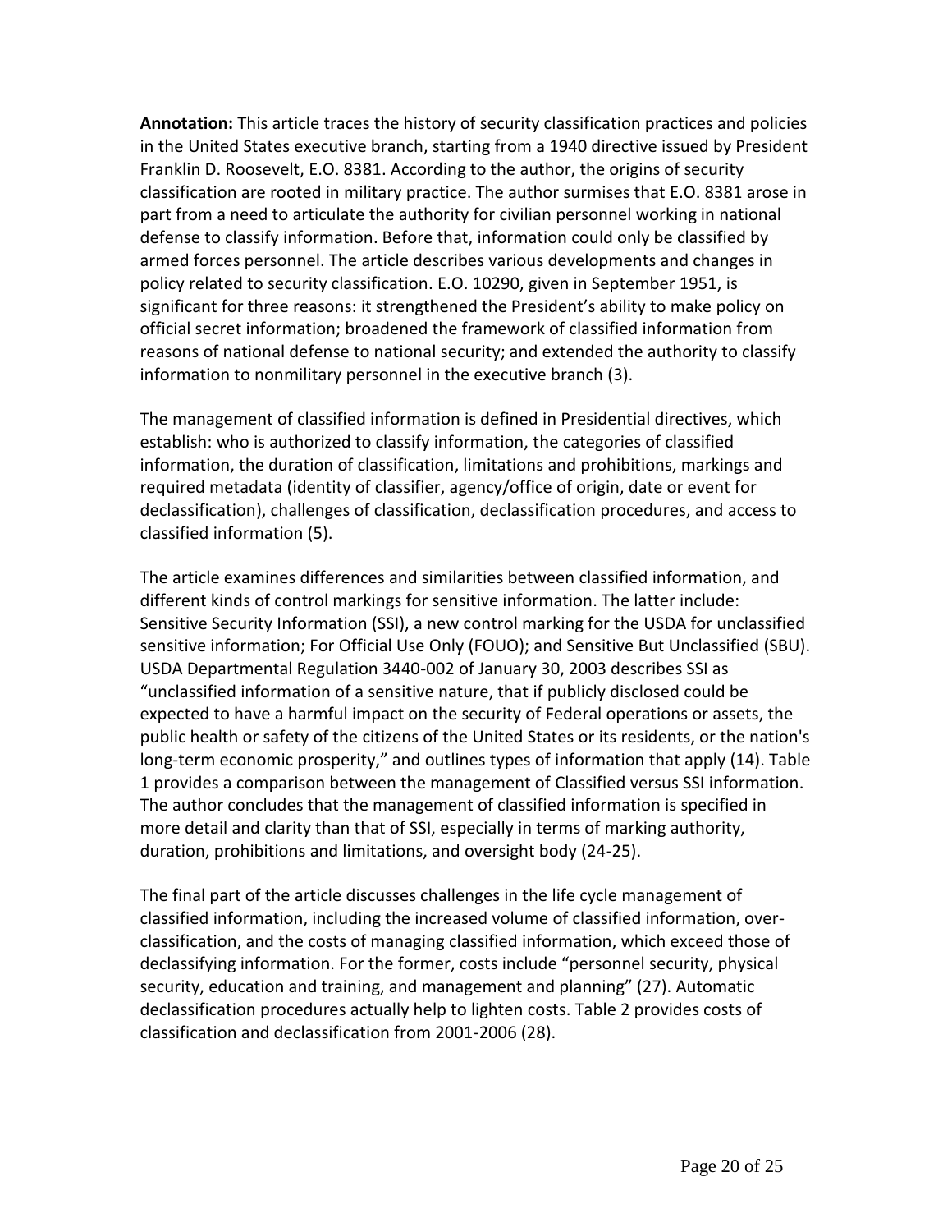**Annotation:** This article traces the history of security classification practices and policies in the United States executive branch, starting from a 1940 directive issued by President Franklin D. Roosevelt, E.O. 8381. According to the author, the origins of security classification are rooted in military practice. The author surmises that E.O. 8381 arose in part from a need to articulate the authority for civilian personnel working in national defense to classify information. Before that, information could only be classified by armed forces personnel. The article describes various developments and changes in policy related to security classification. E.O. 10290, given in September 1951, is significant for three reasons: it strengthened the President's ability to make policy on official secret information; broadened the framework of classified information from reasons of national defense to national security; and extended the authority to classify information to nonmilitary personnel in the executive branch (3).

The management of classified information is defined in Presidential directives, which establish: who is authorized to classify information, the categories of classified information, the duration of classification, limitations and prohibitions, markings and required metadata (identity of classifier, agency/office of origin, date or event for declassification), challenges of classification, declassification procedures, and access to classified information (5).

The article examines differences and similarities between classified information, and different kinds of control markings for sensitive information. The latter include: Sensitive Security Information (SSI), a new control marking for the USDA for unclassified sensitive information; For Official Use Only (FOUO); and Sensitive But Unclassified (SBU). USDA Departmental Regulation 3440-002 of January 30, 2003 describes SSI as "unclassified information of a sensitive nature, that if publicly disclosed could be expected to have a harmful impact on the security of Federal operations or assets, the public health or safety of the citizens of the United States or its residents, or the nation's long-term economic prosperity," and outlines types of information that apply (14). Table 1 provides a comparison between the management of Classified versus SSI information. The author concludes that the management of classified information is specified in more detail and clarity than that of SSI, especially in terms of marking authority, duration, prohibitions and limitations, and oversight body (24-25).

The final part of the article discusses challenges in the life cycle management of classified information, including the increased volume of classified information, over-classification, and the costs of managing classified information, which exceed those of declassifying information. For the former, costs include "personnel security, physical security, education and training, and management and planning" (27). Automatic declassification procedures actually help to lighten costs. Table 2 provides costs of classification and declassification from 2001-2006 (28).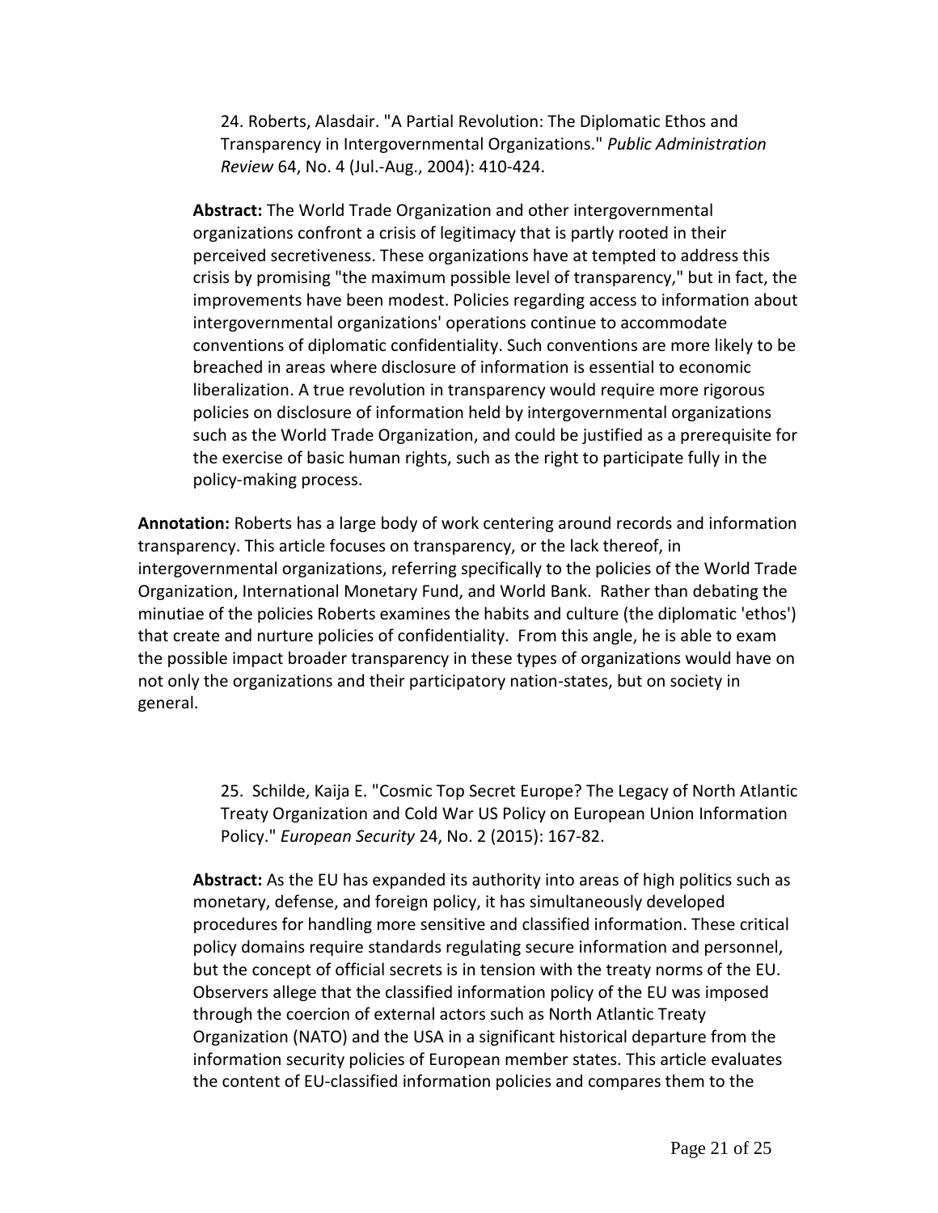24. Roberts, Alasdair. "A Partial Revolution: The Diplomatic Ethos and Transparency in Intergovernmental Organizations." *Public Administration Review* 64, No. 4 (Jul.-Aug., 2004): 410-424.

**Abstract:** The World Trade Organization and other intergovernmental organizations confront a crisis of legitimacy that is partly rooted in their perceived secretiveness. These organizations have at tempted to address this crisis by promising "the maximum possible level of transparency," but in fact, the improvements have been modest. Policies regarding access to information about intergovernmental organizations' operations continue to accommodate conventions of diplomatic confidentiality. Such conventions are more likely to be breached in areas where disclosure of information is essential to economic liberalization. A true revolution in transparency would require more rigorous policies on disclosure of information held by intergovernmental organizations such as the World Trade Organization, and could be justified as a prerequisite for the exercise of basic human rights, such as the right to participate fully in the policy-making process.

**Annotation:** Roberts has a large body of work centering around records and information transparency. This article focuses on transparency, or the lack thereof, in intergovernmental organizations, referring specifically to the policies of the World Trade Organization, International Monetary Fund, and World Bank. Rather than debating the minutiae of the policies Roberts examines the habits and culture (the diplomatic 'ethos') that create and nurture policies of confidentiality. From this angle, he is able to exam the possible impact broader transparency in these types of organizations would have on not only the organizations and their participatory nation-states, but on society in general.

25. Schilde, Kaija E. "Cosmic Top Secret Europe? The Legacy of North Atlantic Treaty Organization and Cold War US Policy on European Union Information Policy." *European Security* 24, No. 2 (2015): 167-82.

**Abstract:** As the EU has expanded its authority into areas of high politics such as monetary, defense, and foreign policy, it has simultaneously developed procedures for handling more sensitive and classified information. These critical policy domains require standards regulating secure information and personnel, but the concept of official secrets is in tension with the treaty norms of the EU. Observers allege that the classified information policy of the EU was imposed through the coercion of external actors such as North Atlantic Treaty Organization (NATO) and the USA in a significant historical departure from the information security policies of European member states. This article evaluates the content of EU-classified information policies and compares them to the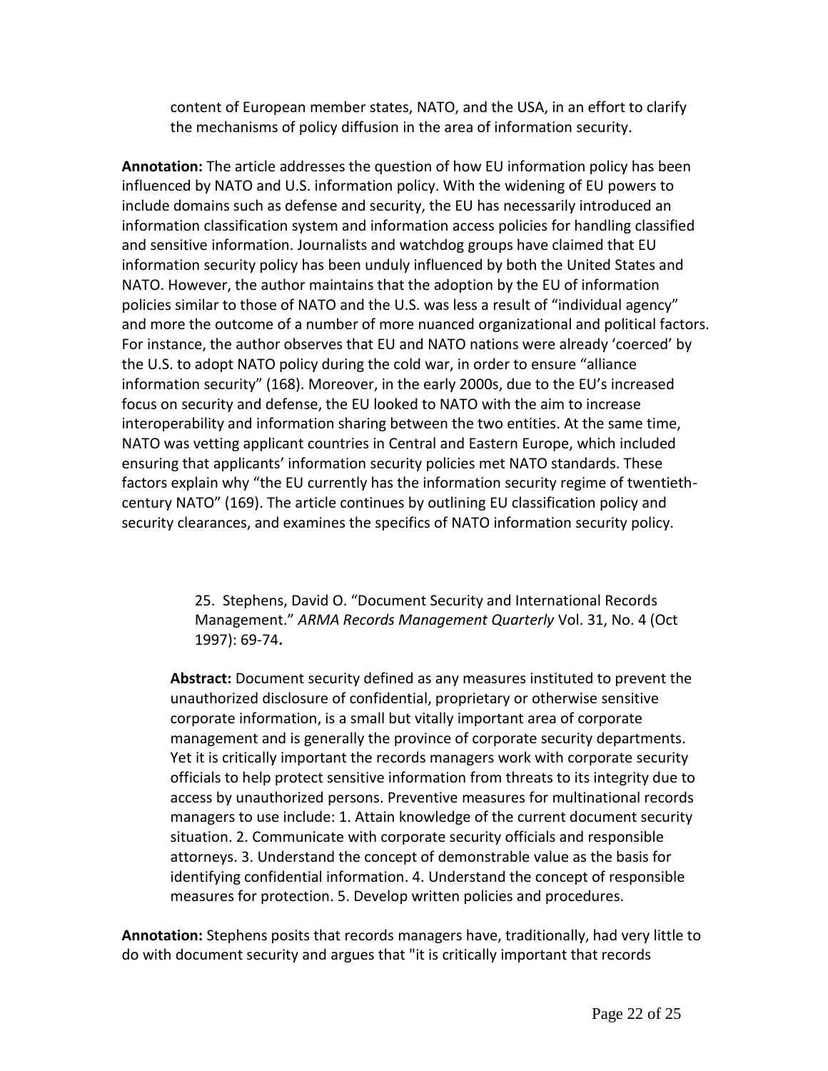content of European member states, NATO, and the USA, in an effort to clarify the mechanisms of policy diffusion in the area of information security.

**Annotation:** The article addresses the question of how EU information policy has been influenced by NATO and U.S. information policy. With the widening of EU powers to include domains such as defense and security, the EU has necessarily introduced an information classification system and information access policies for handling classified and sensitive information. Journalists and watchdog groups have claimed that EU information security policy has been unduly influenced by both the United States and NATO. However, the author maintains that the adoption by the EU of information policies similar to those of NATO and the U.S. was less a result of "individual agency" and more the outcome of a number of more nuanced organizational and political factors. For instance, the author observes that EU and NATO nations were already 'coerced' by the U.S. to adopt NATO policy during the cold war, in order to ensure "alliance information security" (168). Moreover, in the early 2000s, due to the EU's increased focus on security and defense, the EU looked to NATO with the aim to increase interoperability and information sharing between the two entities. At the same time, NATO was vetting applicant countries in Central and Eastern Europe, which included ensuring that applicants' information security policies met NATO standards. These factors explain why "the EU currently has the information security regime of twentieth-century NATO" (169). The article continues by outlining EU classification policy and security clearances, and examines the specifics of NATO information security policy.

25. Stephens, David O. "Document Security and International Records Management." *ARMA Records Management Quarterly* Vol. 31, No. 4 (Oct 1997): 69-74**.**

**Abstract:** Document security defined as any measures instituted to prevent the unauthorized disclosure of confidential, proprietary or otherwise sensitive corporate information, is a small but vitally important area of corporate management and is generally the province of corporate security departments. Yet it is critically important the records managers work with corporate security officials to help protect sensitive information from threats to its integrity due to access by unauthorized persons. Preventive measures for multinational records managers to use include: 1. Attain knowledge of the current document security situation. 2. Communicate with corporate security officials and responsible attorneys. 3. Understand the concept of demonstrable value as the basis for identifying confidential information. 4. Understand the concept of responsible measures for protection. 5. Develop written policies and procedures.

**Annotation:** Stephens posits that records managers have, traditionally, had very little to do with document security and argues that "it is critically important that records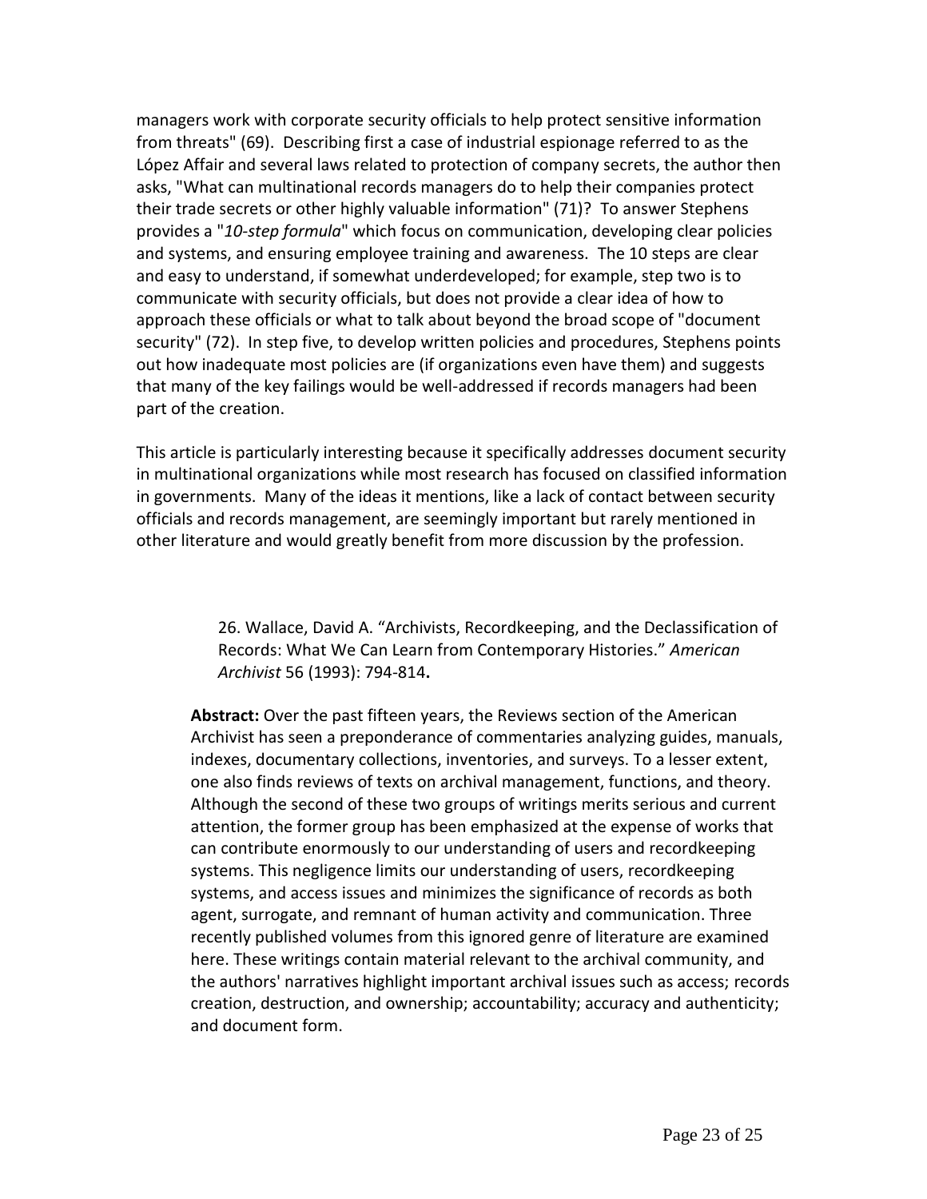managers work with corporate security officials to help protect sensitive information from threats" (69). Describing first a case of industrial espionage referred to as the López Affair and several laws related to protection of company secrets, the author then asks, "What can multinational records managers do to help their companies protect their trade secrets or other highly valuable information" (71)? To answer Stephens provides a "*10-step formula*" which focus on communication, developing clear policies and systems, and ensuring employee training and awareness. The 10 steps are clear and easy to understand, if somewhat underdeveloped; for example, step two is to communicate with security officials, but does not provide a clear idea of how to approach these officials or what to talk about beyond the broad scope of "document security" (72). In step five, to develop written policies and procedures, Stephens points out how inadequate most policies are (if organizations even have them) and suggests that many of the key failings would be well-addressed if records managers had been part of the creation.

This article is particularly interesting because it specifically addresses document security in multinational organizations while most research has focused on classified information in governments. Many of the ideas it mentions, like a lack of contact between security officials and records management, are seemingly important but rarely mentioned in other literature and would greatly benefit from more discussion by the profession.

26. Wallace, David A. "Archivists, Recordkeeping, and the Declassification of Records: What We Can Learn from Contemporary Histories." *American Archivist* 56 (1993): 794-814**.**

**Abstract:** Over the past fifteen years, the Reviews section of the American Archivist has seen a preponderance of commentaries analyzing guides, manuals, indexes, documentary collections, inventories, and surveys. To a lesser extent, one also finds reviews of texts on archival management, functions, and theory. Although the second of these two groups of writings merits serious and current attention, the former group has been emphasized at the expense of works that can contribute enormously to our understanding of users and recordkeeping systems. This negligence limits our understanding of users, recordkeeping systems, and access issues and minimizes the significance of records as both agent, surrogate, and remnant of human activity and communication. Three recently published volumes from this ignored genre of literature are examined here. These writings contain material relevant to the archival community, and the authors' narratives highlight important archival issues such as access; records creation, destruction, and ownership; accountability; accuracy and authenticity; and document form.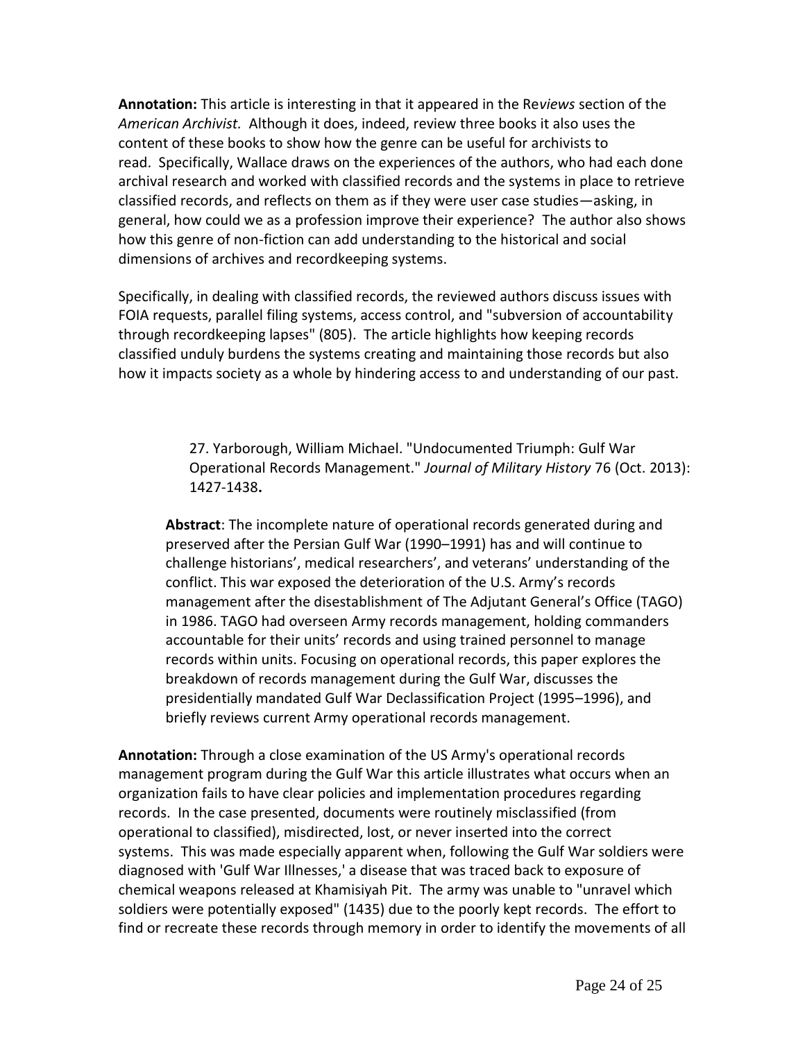**Annotation:** This article is interesting in that it appeared in the Re*views* section of the *American Archivist.* Although it does, indeed, review three books it also uses the content of these books to show how the genre can be useful for archivists to read. Specifically, Wallace draws on the experiences of the authors, who had each done archival research and worked with classified records and the systems in place to retrieve classified records, and reflects on them as if they were user case studies—asking, in general, how could we as a profession improve their experience? The author also shows how this genre of non-fiction can add understanding to the historical and social dimensions of archives and recordkeeping systems.

Specifically, in dealing with classified records, the reviewed authors discuss issues with FOIA requests, parallel filing systems, access control, and "subversion of accountability through recordkeeping lapses" (805). The article highlights how keeping records classified unduly burdens the systems creating and maintaining those records but also how it impacts society as a whole by hindering access to and understanding of our past.

> 27. Yarborough, William Michael. "Undocumented Triumph: Gulf War Operational Records Management." *Journal of Military History* 76 (Oct. 2013): 1427-1438**.**
>
> **Abstract**: The incomplete nature of operational records generated during and preserved after the Persian Gulf War (1990–1991) has and will continue to challenge historians', medical researchers', and veterans' understanding of the conflict. This war exposed the deterioration of the U.S. Army's records management after the disestablishment of The Adjutant General's Office (TAGO) in 1986. TAGO had overseen Army records management, holding commanders accountable for their units' records and using trained personnel to manage records within units. Focusing on operational records, this paper explores the breakdown of records management during the Gulf War, discusses the presidentially mandated Gulf War Declassification Project (1995–1996), and briefly reviews current Army operational records management.

**Annotation:** Through a close examination of the US Army's operational records management program during the Gulf War this article illustrates what occurs when an organization fails to have clear policies and implementation procedures regarding records. In the case presented, documents were routinely misclassified (from operational to classified), misdirected, lost, or never inserted into the correct systems. This was made especially apparent when, following the Gulf War soldiers were diagnosed with 'Gulf War Illnesses,' a disease that was traced back to exposure of chemical weapons released at Khamisiyah Pit. The army was unable to "unravel which soldiers were potentially exposed" (1435) due to the poorly kept records. The effort to find or recreate these records through memory in order to identify the movements of all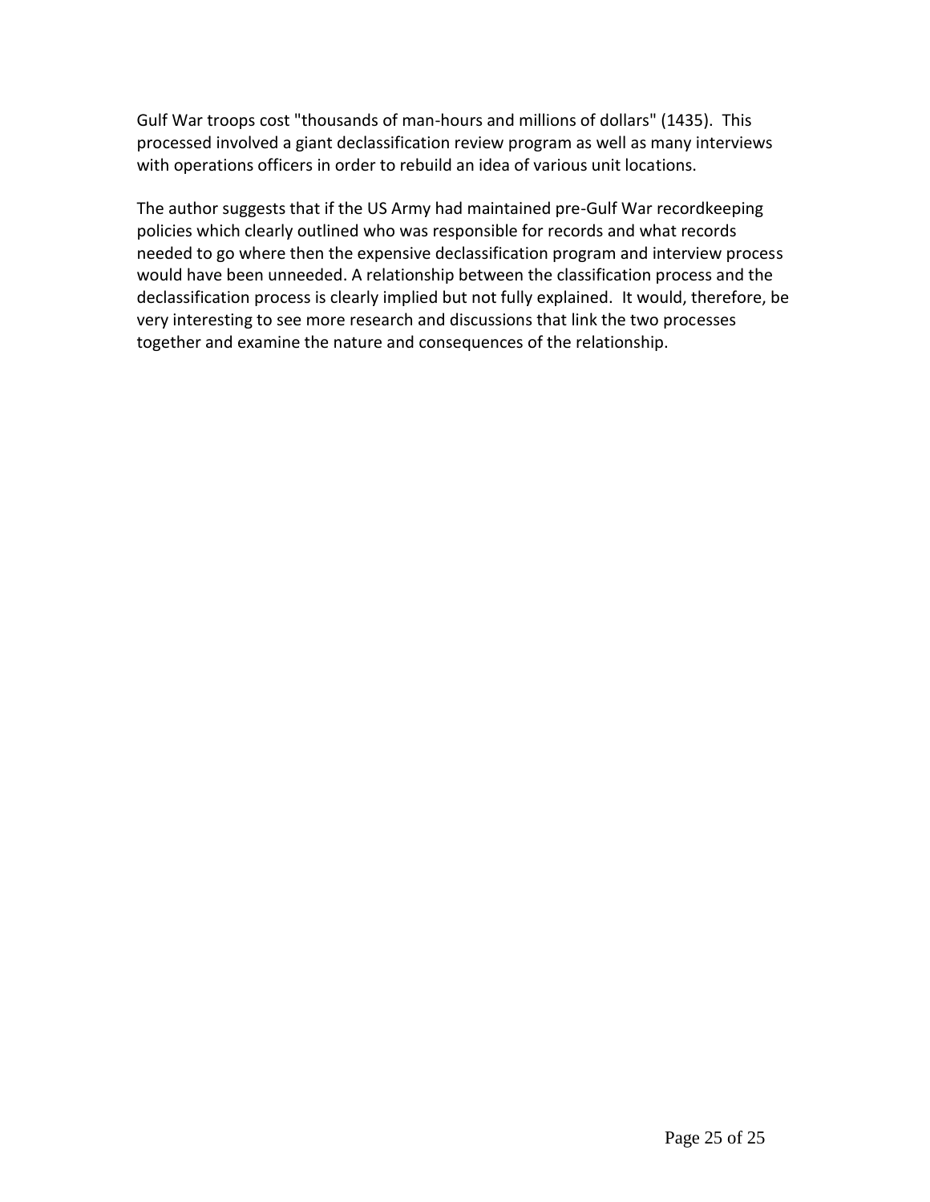Gulf War troops cost "thousands of man-hours and millions of dollars" (1435). This processed involved a giant declassification review program as well as many interviews with operations officers in order to rebuild an idea of various unit locations.

The author suggests that if the US Army had maintained pre-Gulf War recordkeeping policies which clearly outlined who was responsible for records and what records needed to go where then the expensive declassification program and interview process would have been unneeded. A relationship between the classification process and the declassification process is clearly implied but not fully explained. It would, therefore, be very interesting to see more research and discussions that link the two processes together and examine the nature and consequences of the relationship.